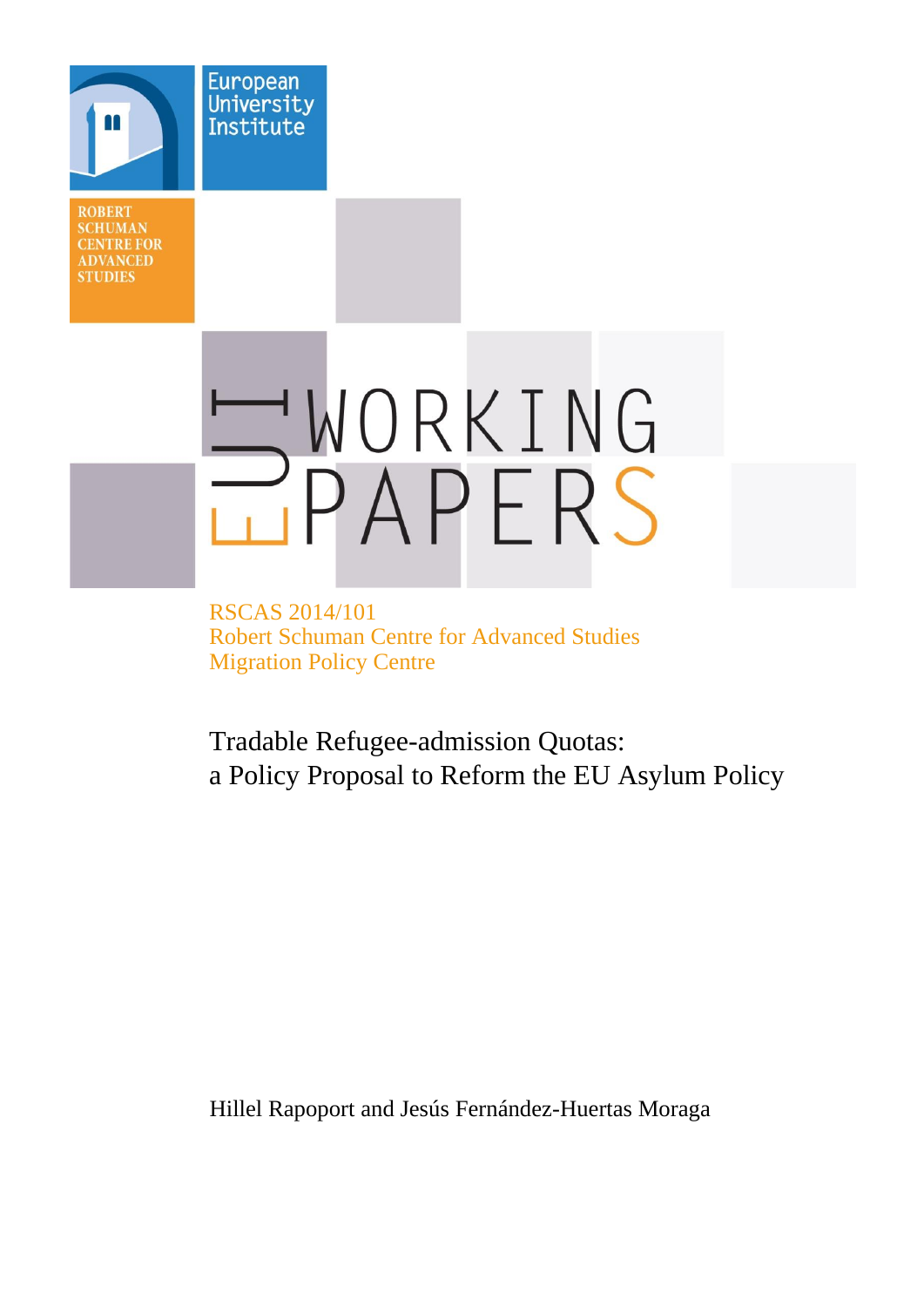European University Institute

ROBERT SCHUMAN CENTRE FOR ADVANCED STUDIES

EUI WORKING PAPERS

RSCAS 2014/101
Robert Schuman Centre for Advanced Studies
Migration Policy Centre

# Tradable Refugee-admission Quotas: a Policy Proposal to Reform the EU Asylum Policy

Hillel Rapoport and Jesús Fernández-Huertas Moraga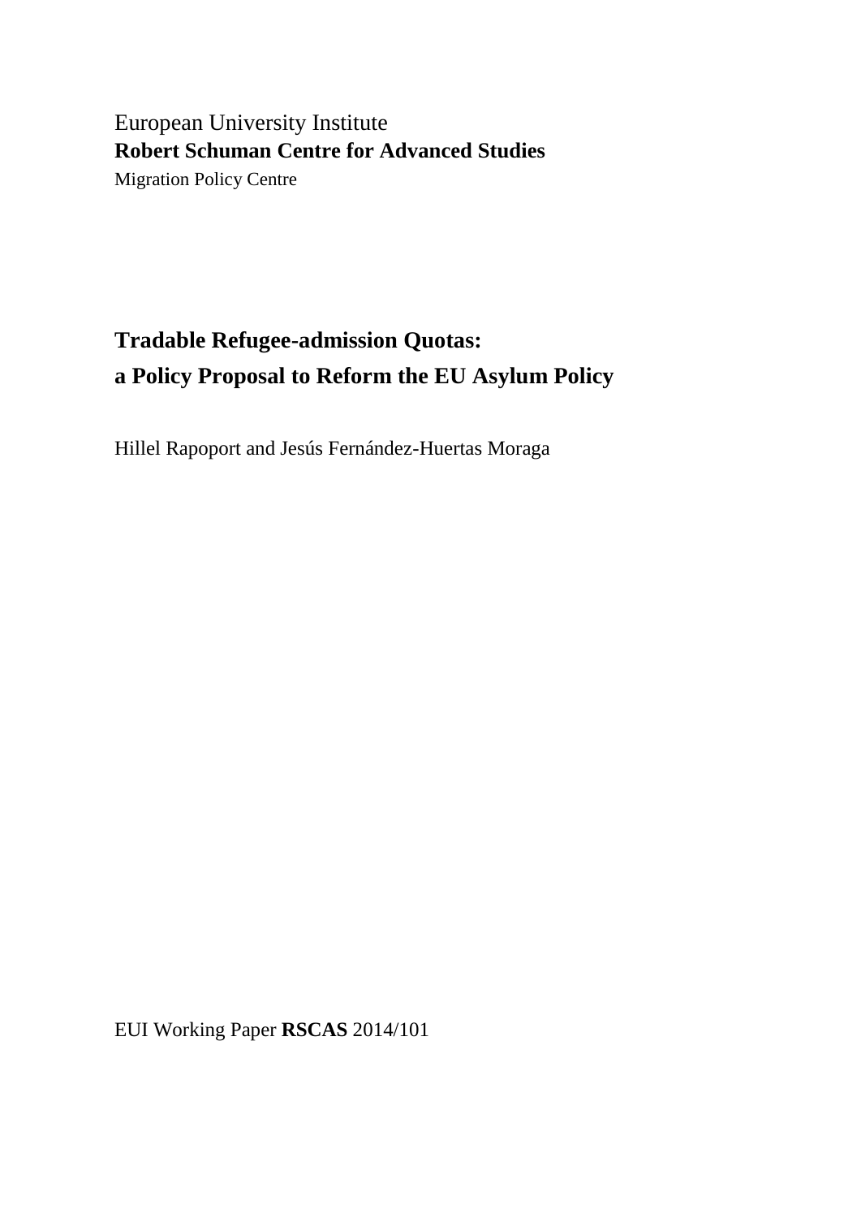European University Institute

**Robert Schuman Centre for Advanced Studies**

Migration Policy Centre

# Tradable Refugee-admission Quotas: a Policy Proposal to Reform the EU Asylum Policy

Hillel Rapoport and Jesús Fernández-Huertas Moraga

EUI Working Paper **RSCAS** 2014/101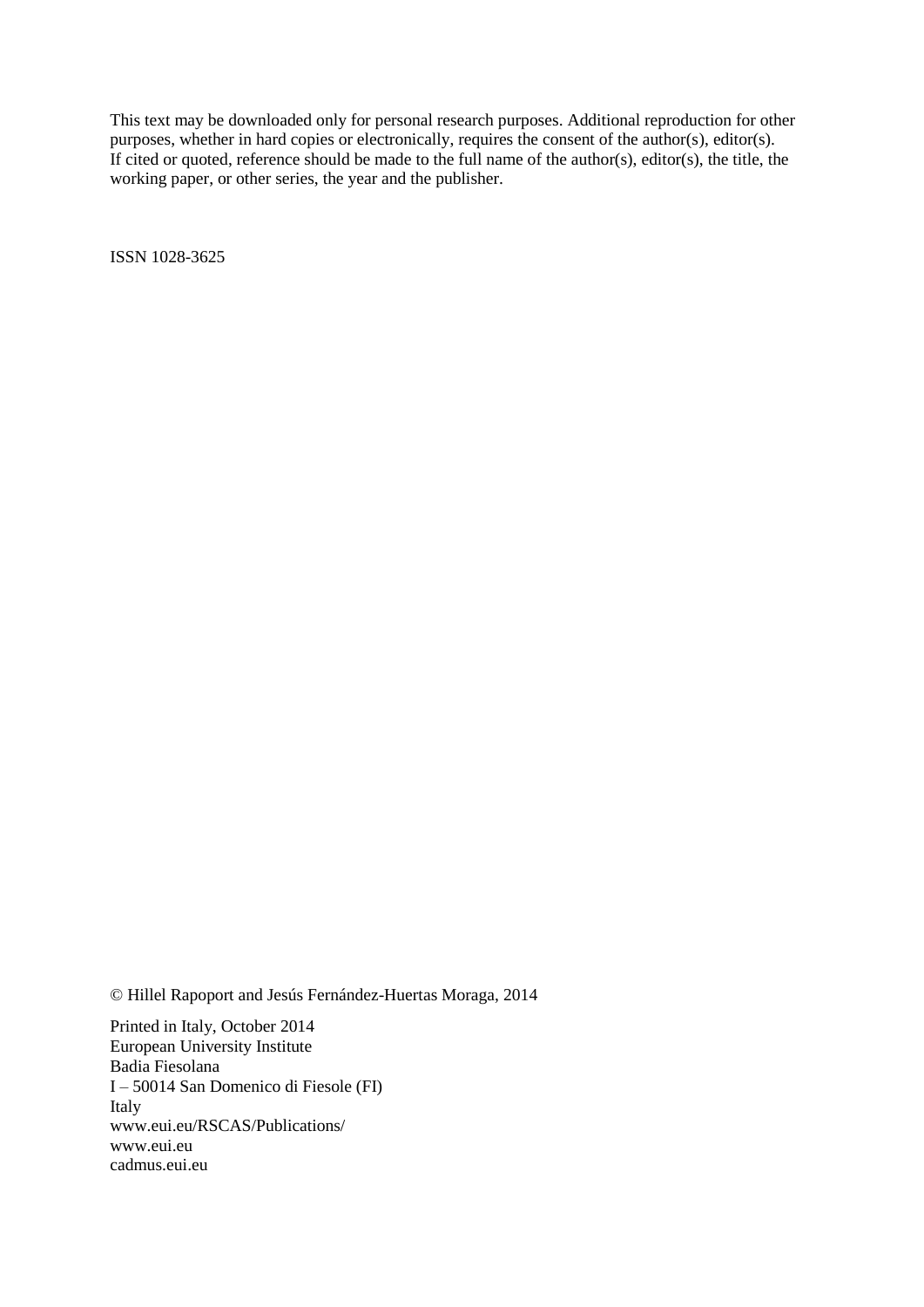This text may be downloaded only for personal research purposes. Additional reproduction for other purposes, whether in hard copies or electronically, requires the consent of the author(s), editor(s). If cited or quoted, reference should be made to the full name of the author(s), editor(s), the title, the working paper, or other series, the year and the publisher.

ISSN 1028-3625

© Hillel Rapoport and Jesús Fernández-Huertas Moraga, 2014

Printed in Italy, October 2014  
European University Institute  
Badia Fiesolana  
I – 50014 San Domenico di Fiesole (FI)  
Italy  
www.eui.eu/RSCAS/Publications/  
www.eui.eu  
cadmus.eui.eu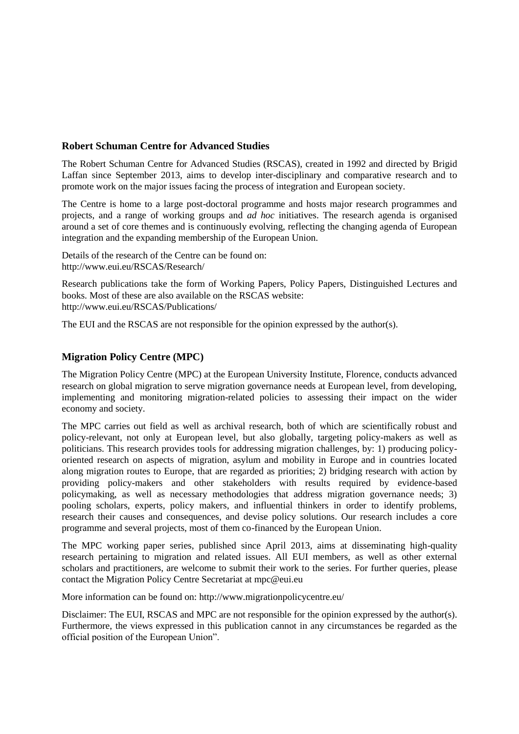## Robert Schuman Centre for Advanced Studies

The Robert Schuman Centre for Advanced Studies (RSCAS), created in 1992 and directed by Brigid Laffan since September 2013, aims to develop inter-disciplinary and comparative research and to promote work on the major issues facing the process of integration and European society.

The Centre is home to a large post-doctoral programme and hosts major research programmes and projects, and a range of working groups and *ad hoc* initiatives. The research agenda is organised around a set of core themes and is continuously evolving, reflecting the changing agenda of European integration and the expanding membership of the European Union.

Details of the research of the Centre can be found on:
http://www.eui.eu/RSCAS/Research/

Research publications take the form of Working Papers, Policy Papers, Distinguished Lectures and books. Most of these are also available on the RSCAS website:
http://www.eui.eu/RSCAS/Publications/

The EUI and the RSCAS are not responsible for the opinion expressed by the author(s).

## Migration Policy Centre (MPC)

The Migration Policy Centre (MPC) at the European University Institute, Florence, conducts advanced research on global migration to serve migration governance needs at European level, from developing, implementing and monitoring migration-related policies to assessing their impact on the wider economy and society.

The MPC carries out field as well as archival research, both of which are scientifically robust and policy-relevant, not only at European level, but also globally, targeting policy-makers as well as politicians. This research provides tools for addressing migration challenges, by: 1) producing policy-oriented research on aspects of migration, asylum and mobility in Europe and in countries located along migration routes to Europe, that are regarded as priorities; 2) bridging research with action by providing policy-makers and other stakeholders with results required by evidence-based policymaking, as well as necessary methodologies that address migration governance needs; 3) pooling scholars, experts, policy makers, and influential thinkers in order to identify problems, research their causes and consequences, and devise policy solutions. Our research includes a core programme and several projects, most of them co-financed by the European Union.

The MPC working paper series, published since April 2013, aims at disseminating high-quality research pertaining to migration and related issues. All EUI members, as well as other external scholars and practitioners, are welcome to submit their work to the series. For further queries, please contact the Migration Policy Centre Secretariat at mpc@eui.eu

More information can be found on: http://www.migrationpolicycentre.eu/

Disclaimer: The EUI, RSCAS and MPC are not responsible for the opinion expressed by the author(s). Furthermore, the views expressed in this publication cannot in any circumstances be regarded as the official position of the European Union".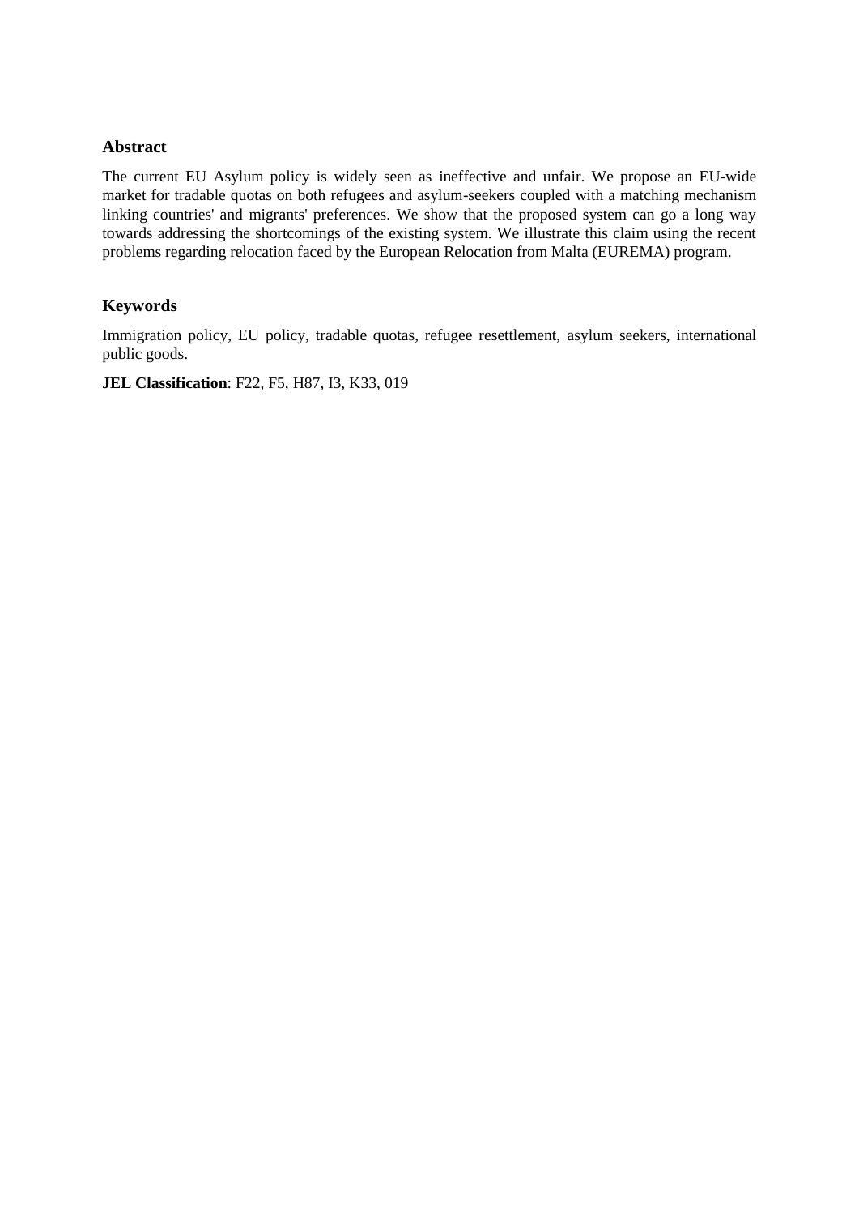## Abstract

The current EU Asylum policy is widely seen as ineffective and unfair. We propose an EU-wide market for tradable quotas on both refugees and asylum-seekers coupled with a matching mechanism linking countries' and migrants' preferences. We show that the proposed system can go a long way towards addressing the shortcomings of the existing system. We illustrate this claim using the recent problems regarding relocation faced by the European Relocation from Malta (EUREMA) program.

## Keywords

Immigration policy, EU policy, tradable quotas, refugee resettlement, asylum seekers, international public goods.

**JEL Classification**: F22, F5, H87, I3, K33, 019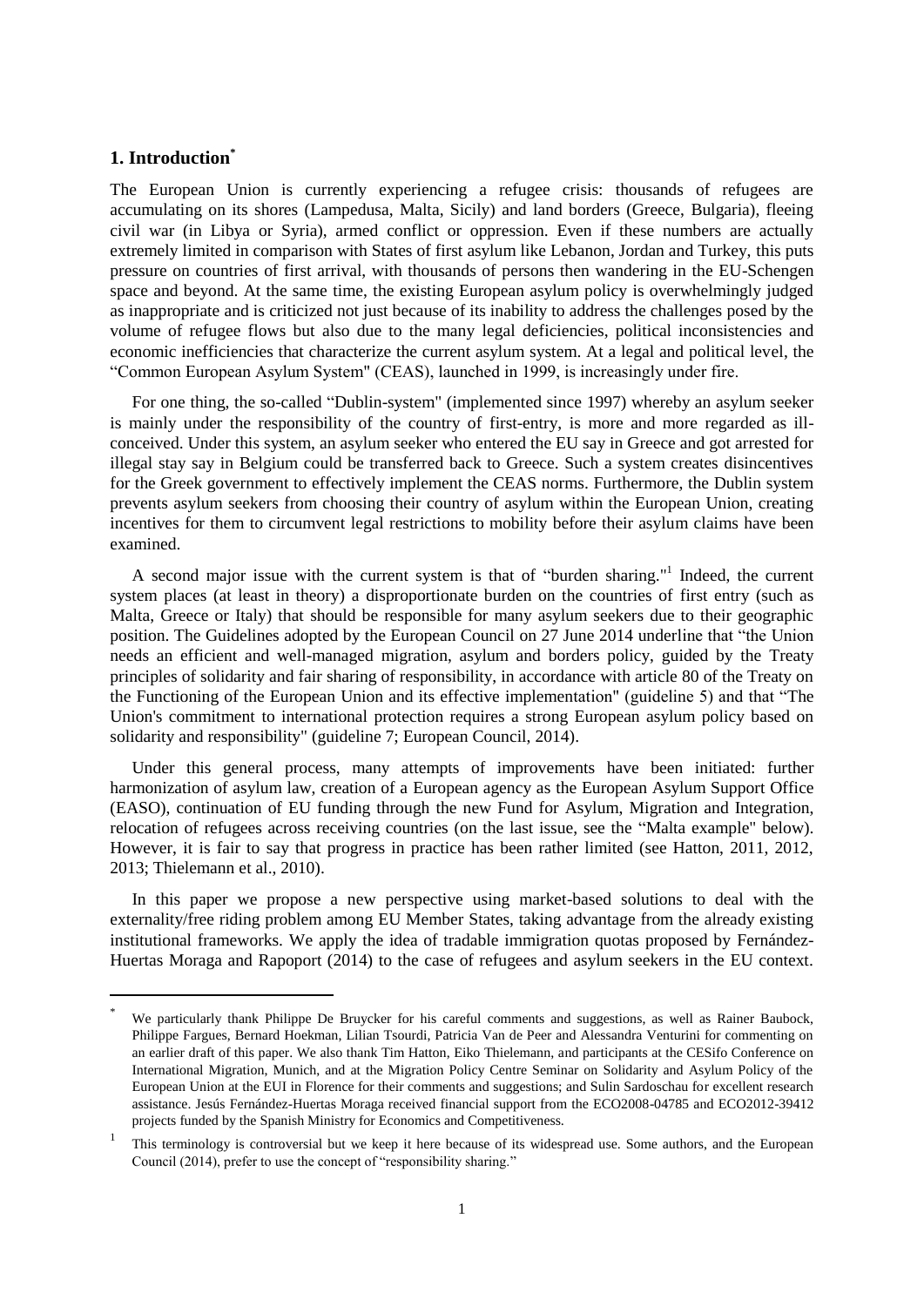## 1. Introduction[*]

The European Union is currently experiencing a refugee crisis: thousands of refugees are accumulating on its shores (Lampedusa, Malta, Sicily) and land borders (Greece, Bulgaria), fleeing civil war (in Libya or Syria), armed conflict or oppression. Even if these numbers are actually extremely limited in comparison with States of first asylum like Lebanon, Jordan and Turkey, this puts pressure on countries of first arrival, with thousands of persons then wandering in the EU-Schengen space and beyond. At the same time, the existing European asylum policy is overwhelmingly judged as inappropriate and is criticized not just because of its inability to address the challenges posed by the volume of refugee flows but also due to the many legal deficiencies, political inconsistencies and economic inefficiencies that characterize the current asylum system. At a legal and political level, the "Common European Asylum System" (CEAS), launched in 1999, is increasingly under fire.

For one thing, the so-called "Dublin-system" (implemented since 1997) whereby an asylum seeker is mainly under the responsibility of the country of first-entry, is more and more regarded as ill-conceived. Under this system, an asylum seeker who entered the EU say in Greece and got arrested for illegal stay say in Belgium could be transferred back to Greece. Such a system creates disincentives for the Greek government to effectively implement the CEAS norms. Furthermore, the Dublin system prevents asylum seekers from choosing their country of asylum within the European Union, creating incentives for them to circumvent legal restrictions to mobility before their asylum claims have been examined.

A second major issue with the current system is that of "burden sharing."[1] Indeed, the current system places (at least in theory) a disproportionate burden on the countries of first entry (such as Malta, Greece or Italy) that should be responsible for many asylum seekers due to their geographic position. The Guidelines adopted by the European Council on 27 June 2014 underline that "the Union needs an efficient and well-managed migration, asylum and borders policy, guided by the Treaty principles of solidarity and fair sharing of responsibility, in accordance with article 80 of the Treaty on the Functioning of the European Union and its effective implementation" (guideline 5) and that "The Union's commitment to international protection requires a strong European asylum policy based on solidarity and responsibility" (guideline 7; European Council, 2014).

Under this general process, many attempts of improvements have been initiated: further harmonization of asylum law, creation of a European agency as the European Asylum Support Office (EASO), continuation of EU funding through the new Fund for Asylum, Migration and Integration, relocation of refugees across receiving countries (on the last issue, see the "Malta example" below). However, it is fair to say that progress in practice has been rather limited (see Hatton, 2011, 2012, 2013; Thielemann et al., 2010).

In this paper we propose a new perspective using market-based solutions to deal with the externality/free riding problem among EU Member States, taking advantage from the already existing institutional frameworks. We apply the idea of tradable immigration quotas proposed by Fernández-Huertas Moraga and Rapoport (2014) to the case of refugees and asylum seekers in the EU context.

---

[*] We particularly thank Philippe De Bruycker for his careful comments and suggestions, as well as Rainer Baubock, Philippe Fargues, Bernard Hoekman, Lilian Tsourdi, Patricia Van de Peer and Alessandra Venturini for commenting on an earlier draft of this paper. We also thank Tim Hatton, Eiko Thielemann, and participants at the CESifo Conference on International Migration, Munich, and at the Migration Policy Centre Seminar on Solidarity and Asylum Policy of the European Union at the EUI in Florence for their comments and suggestions; and Sulin Sardoschau for excellent research assistance. Jesús Fernández-Huertas Moraga received financial support from the ECO2008-04785 and ECO2012-39412 projects funded by the Spanish Ministry for Economics and Competitiveness.

[1] This terminology is controversial but we keep it here because of its widespread use. Some authors, and the European Council (2014), prefer to use the concept of "responsibility sharing."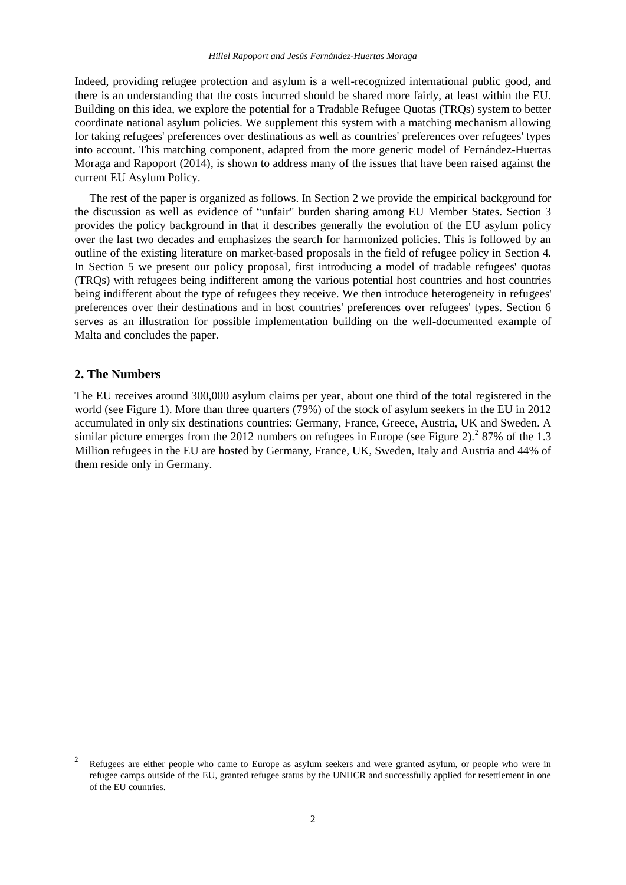Indeed, providing refugee protection and asylum is a well-recognized international public good, and there is an understanding that the costs incurred should be shared more fairly, at least within the EU. Building on this idea, we explore the potential for a Tradable Refugee Quotas (TRQs) system to better coordinate national asylum policies. We supplement this system with a matching mechanism allowing for taking refugees' preferences over destinations as well as countries' preferences over refugees' types into account. This matching component, adapted from the more generic model of Fernández-Huertas Moraga and Rapoport (2014), is shown to address many of the issues that have been raised against the current EU Asylum Policy.

The rest of the paper is organized as follows. In Section 2 we provide the empirical background for the discussion as well as evidence of "unfair" burden sharing among EU Member States. Section 3 provides the policy background in that it describes generally the evolution of the EU asylum policy over the last two decades and emphasizes the search for harmonized policies. This is followed by an outline of the existing literature on market-based proposals in the field of refugee policy in Section 4. In Section 5 we present our policy proposal, first introducing a model of tradable refugees' quotas (TRQs) with refugees being indifferent among the various potential host countries and host countries being indifferent about the type of refugees they receive. We then introduce heterogeneity in refugees' preferences over their destinations and in host countries' preferences over refugees' types. Section 6 serves as an illustration for possible implementation building on the well-documented example of Malta and concludes the paper.

## 2. The Numbers

The EU receives around 300,000 asylum claims per year, about one third of the total registered in the world (see Figure 1). More than three quarters (79%) of the stock of asylum seekers in the EU in 2012 accumulated in only six destinations countries: Germany, France, Greece, Austria, UK and Sweden. A similar picture emerges from the 2012 numbers on refugees in Europe (see Figure 2).[2] 87% of the 1.3 Million refugees in the EU are hosted by Germany, France, UK, Sweden, Italy and Austria and 44% of them reside only in Germany.

---

[2] Refugees are either people who came to Europe as asylum seekers and were granted asylum, or people who were in refugee camps outside of the EU, granted refugee status by the UNHCR and successfully applied for resettlement in one of the EU countries.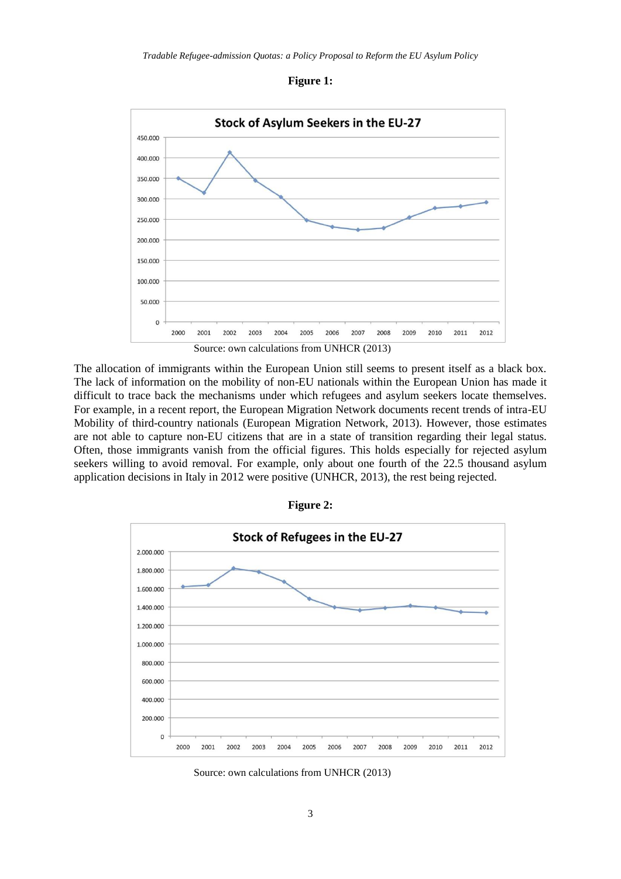**Figure 1:**

Source: own calculations from UNHCR (2013)

The allocation of immigrants within the European Union still seems to present itself as a black box. The lack of information on the mobility of non-EU nationals within the European Union has made it difficult to trace back the mechanisms under which refugees and asylum seekers locate themselves. For example, in a recent report, the European Migration Network documents recent trends of intra-EU Mobility of third-country nationals (European Migration Network, 2013). However, those estimates are not able to capture non-EU citizens that are in a state of transition regarding their legal status. Often, those immigrants vanish from the official figures. This holds especially for rejected asylum seekers willing to avoid removal. For example, only about one fourth of the 22.5 thousand asylum application decisions in Italy in 2012 were positive (UNHCR, 2013), the rest being rejected.

**Figure 2:**

Source: own calculations from UNHCR (2013)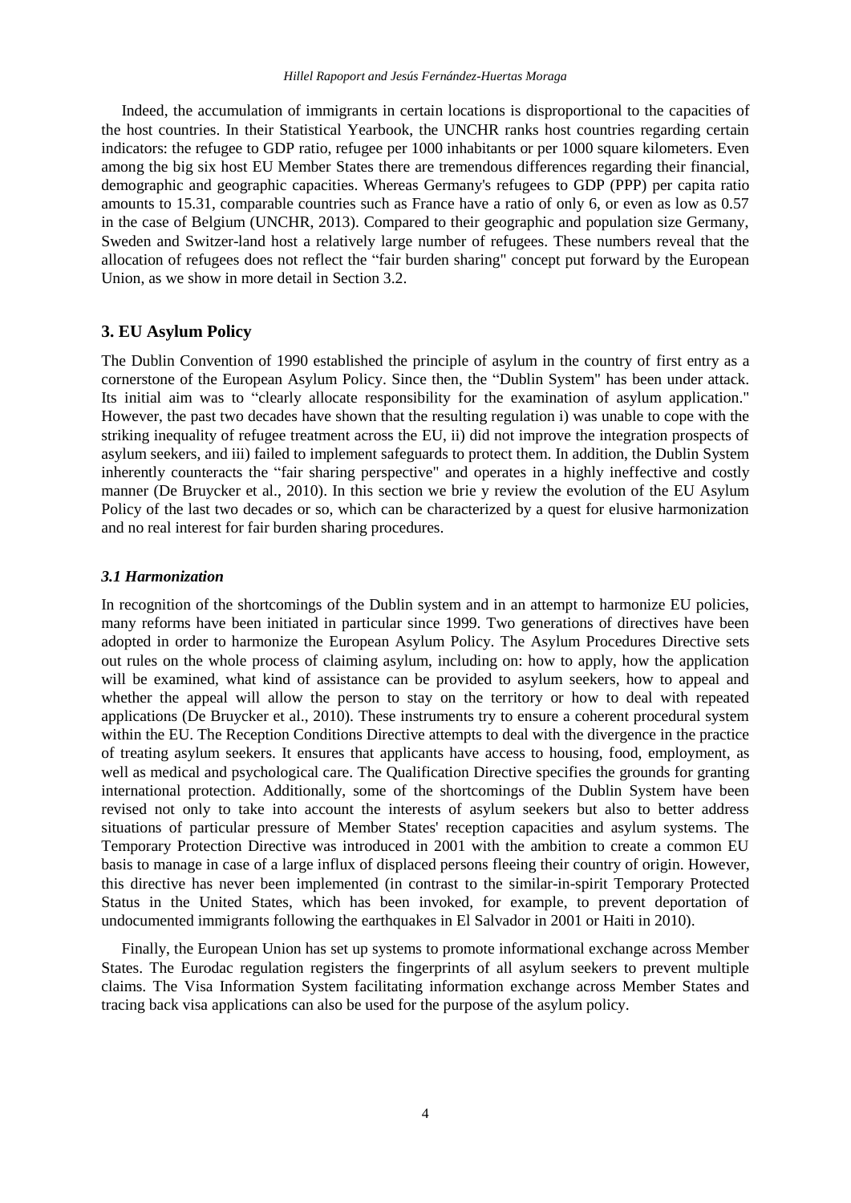Indeed, the accumulation of immigrants in certain locations is disproportional to the capacities of the host countries. In their Statistical Yearbook, the UNCHR ranks host countries regarding certain indicators: the refugee to GDP ratio, refugee per 1000 inhabitants or per 1000 square kilometers. Even among the big six host EU Member States there are tremendous differences regarding their financial, demographic and geographic capacities. Whereas Germany's refugees to GDP (PPP) per capita ratio amounts to 15.31, comparable countries such as France have a ratio of only 6, or even as low as 0.57 in the case of Belgium (UNCHR, 2013). Compared to their geographic and population size Germany, Sweden and Switzer-land host a relatively large number of refugees. These numbers reveal that the allocation of refugees does not reflect the "fair burden sharing" concept put forward by the European Union, as we show in more detail in Section 3.2.

## 3. EU Asylum Policy

The Dublin Convention of 1990 established the principle of asylum in the country of first entry as a cornerstone of the European Asylum Policy. Since then, the "Dublin System" has been under attack. Its initial aim was to "clearly allocate responsibility for the examination of asylum application." However, the past two decades have shown that the resulting regulation i) was unable to cope with the striking inequality of refugee treatment across the EU, ii) did not improve the integration prospects of asylum seekers, and iii) failed to implement safeguards to protect them. In addition, the Dublin System inherently counteracts the "fair sharing perspective" and operates in a highly ineffective and costly manner (De Bruycker et al., 2010). In this section we brie y review the evolution of the EU Asylum Policy of the last two decades or so, which can be characterized by a quest for elusive harmonization and no real interest for fair burden sharing procedures.

### *3.1 Harmonization*

In recognition of the shortcomings of the Dublin system and in an attempt to harmonize EU policies, many reforms have been initiated in particular since 1999. Two generations of directives have been adopted in order to harmonize the European Asylum Policy. The Asylum Procedures Directive sets out rules on the whole process of claiming asylum, including on: how to apply, how the application will be examined, what kind of assistance can be provided to asylum seekers, how to appeal and whether the appeal will allow the person to stay on the territory or how to deal with repeated applications (De Bruycker et al., 2010). These instruments try to ensure a coherent procedural system within the EU. The Reception Conditions Directive attempts to deal with the divergence in the practice of treating asylum seekers. It ensures that applicants have access to housing, food, employment, as well as medical and psychological care. The Qualification Directive specifies the grounds for granting international protection. Additionally, some of the shortcomings of the Dublin System have been revised not only to take into account the interests of asylum seekers but also to better address situations of particular pressure of Member States' reception capacities and asylum systems. The Temporary Protection Directive was introduced in 2001 with the ambition to create a common EU basis to manage in case of a large influx of displaced persons fleeing their country of origin. However, this directive has never been implemented (in contrast to the similar-in-spirit Temporary Protected Status in the United States, which has been invoked, for example, to prevent deportation of undocumented immigrants following the earthquakes in El Salvador in 2001 or Haiti in 2010).

Finally, the European Union has set up systems to promote informational exchange across Member States. The Eurodac regulation registers the fingerprints of all asylum seekers to prevent multiple claims. The Visa Information System facilitating information exchange across Member States and tracing back visa applications can also be used for the purpose of the asylum policy.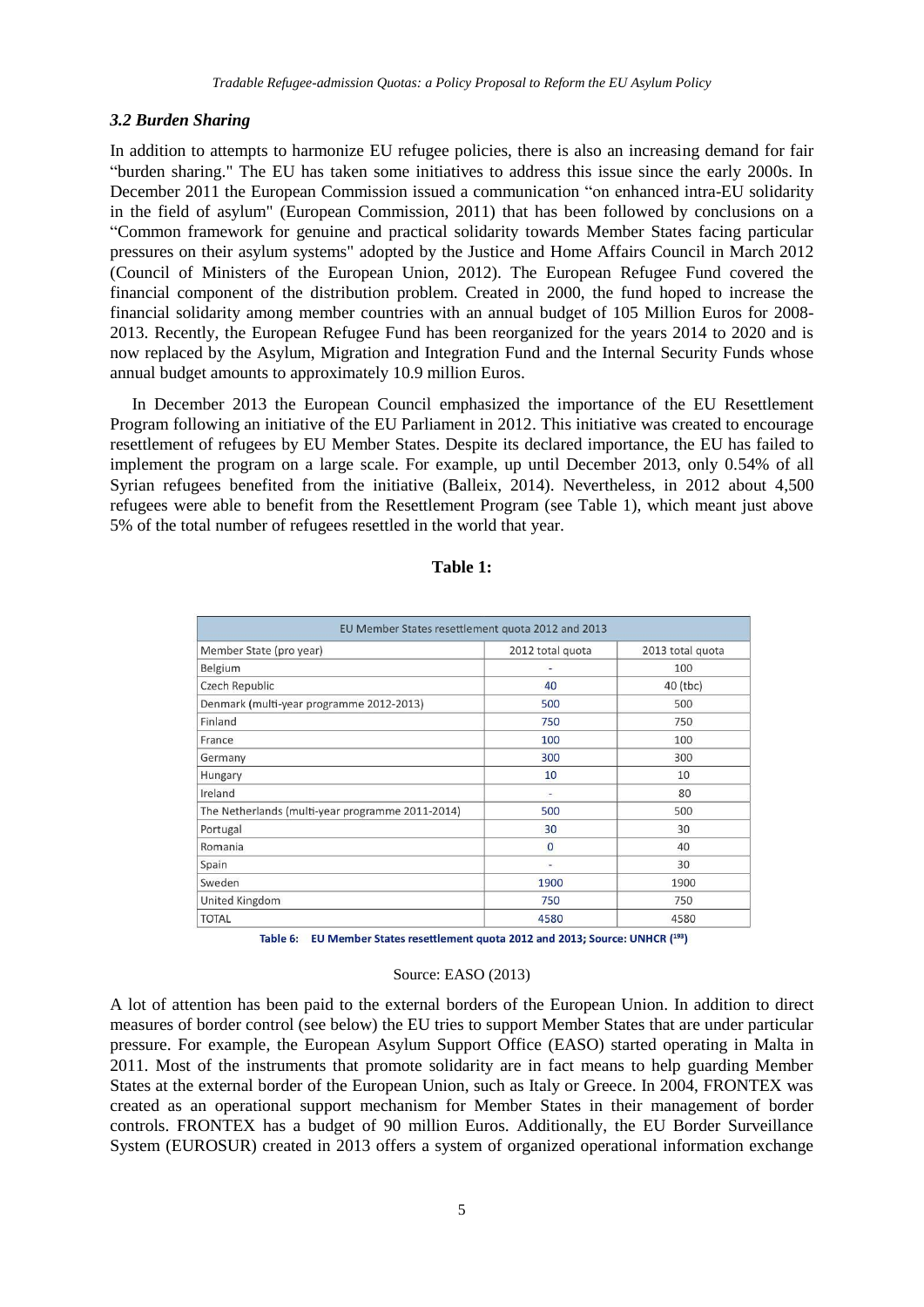### *3.2 Burden Sharing*

In addition to attempts to harmonize EU refugee policies, there is also an increasing demand for fair "burden sharing." The EU has taken some initiatives to address this issue since the early 2000s. In December 2011 the European Commission issued a communication "on enhanced intra-EU solidarity in the field of asylum" (European Commission, 2011) that has been followed by conclusions on a "Common framework for genuine and practical solidarity towards Member States facing particular pressures on their asylum systems" adopted by the Justice and Home Affairs Council in March 2012 (Council of Ministers of the European Union, 2012). The European Refugee Fund covered the financial component of the distribution problem. Created in 2000, the fund hoped to increase the financial solidarity among member countries with an annual budget of 105 Million Euros for 2008-2013. Recently, the European Refugee Fund has been reorganized for the years 2014 to 2020 and is now replaced by the Asylum, Migration and Integration Fund and the Internal Security Funds whose annual budget amounts to approximately 10.9 million Euros.

In December 2013 the European Council emphasized the importance of the EU Resettlement Program following an initiative of the EU Parliament in 2012. This initiative was created to encourage resettlement of refugees by EU Member States. Despite its declared importance, the EU has failed to implement the program on a large scale. For example, up until December 2013, only 0.54% of all Syrian refugees benefited from the initiative (Balleix, 2014). Nevertheless, in 2012 about 4,500 refugees were able to benefit from the Resettlement Program (see Table 1), which meant just above 5% of the total number of refugees resettled in the world that year.

**Table 1:**

| EU Member States resettlement quota 2012 and 2013 | | |
|---|---|---|
| Member State (pro year) | 2012 total quota | 2013 total quota |
| Belgium | - | 100 |
| Czech Republic | 40 | 40 (tbc) |
| Denmark (multi-year programme 2012-2013) | 500 | 500 |
| Finland | 750 | 750 |
| France | 100 | 100 |
| Germany | 300 | 300 |
| Hungary | 10 | 10 |
| Ireland | - | 80 |
| The Netherlands (multi-year programme 2011-2014) | 500 | 500 |
| Portugal | 30 | 30 |
| Romania | 0 | 40 |
| Spain | - | 30 |
| Sweden | 1900 | 1900 |
| United Kingdom | 750 | 750 |
| TOTAL | 4580 | 4580 |

Table 6: EU Member States resettlement quota 2012 and 2013; Source: UNHCR ([193])

Source: EASO (2013)

A lot of attention has been paid to the external borders of the European Union. In addition to direct measures of border control (see below) the EU tries to support Member States that are under particular pressure. For example, the European Asylum Support Office (EASO) started operating in Malta in 2011. Most of the instruments that promote solidarity are in fact means to help guarding Member States at the external border of the European Union, such as Italy or Greece. In 2004, FRONTEX was created as an operational support mechanism for Member States in their management of border controls. FRONTEX has a budget of 90 million Euros. Additionally, the EU Border Surveillance System (EUROSUR) created in 2013 offers a system of organized operational information exchange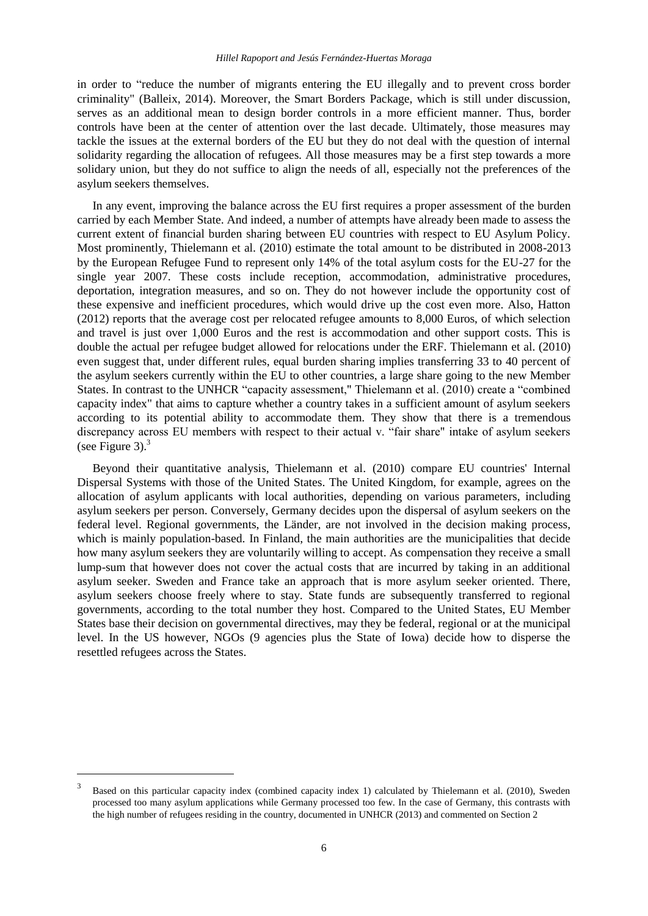in order to "reduce the number of migrants entering the EU illegally and to prevent cross border criminality" (Balleix, 2014). Moreover, the Smart Borders Package, which is still under discussion, serves as an additional mean to design border controls in a more efficient manner. Thus, border controls have been at the center of attention over the last decade. Ultimately, those measures may tackle the issues at the external borders of the EU but they do not deal with the question of internal solidarity regarding the allocation of refugees. All those measures may be a first step towards a more solidary union, but they do not suffice to align the needs of all, especially not the preferences of the asylum seekers themselves.

In any event, improving the balance across the EU first requires a proper assessment of the burden carried by each Member State. And indeed, a number of attempts have already been made to assess the current extent of financial burden sharing between EU countries with respect to EU Asylum Policy. Most prominently, Thielemann et al. (2010) estimate the total amount to be distributed in 2008-2013 by the European Refugee Fund to represent only 14% of the total asylum costs for the EU-27 for the single year 2007. These costs include reception, accommodation, administrative procedures, deportation, integration measures, and so on. They do not however include the opportunity cost of these expensive and inefficient procedures, which would drive up the cost even more. Also, Hatton (2012) reports that the average cost per relocated refugee amounts to 8,000 Euros, of which selection and travel is just over 1,000 Euros and the rest is accommodation and other support costs. This is double the actual per refugee budget allowed for relocations under the ERF. Thielemann et al. (2010) even suggest that, under different rules, equal burden sharing implies transferring 33 to 40 percent of the asylum seekers currently within the EU to other countries, a large share going to the new Member States. In contrast to the UNHCR "capacity assessment," Thielemann et al. (2010) create a "combined capacity index" that aims to capture whether a country takes in a sufficient amount of asylum seekers according to its potential ability to accommodate them. They show that there is a tremendous discrepancy across EU members with respect to their actual v. "fair share" intake of asylum seekers (see Figure 3).[3]

Beyond their quantitative analysis, Thielemann et al. (2010) compare EU countries' Internal Dispersal Systems with those of the United States. The United Kingdom, for example, agrees on the allocation of asylum applicants with local authorities, depending on various parameters, including asylum seekers per person. Conversely, Germany decides upon the dispersal of asylum seekers on the federal level. Regional governments, the Länder, are not involved in the decision making process, which is mainly population-based. In Finland, the main authorities are the municipalities that decide how many asylum seekers they are voluntarily willing to accept. As compensation they receive a small lump-sum that however does not cover the actual costs that are incurred by taking in an additional asylum seeker. Sweden and France take an approach that is more asylum seeker oriented. There, asylum seekers choose freely where to stay. State funds are subsequently transferred to regional governments, according to the total number they host. Compared to the United States, EU Member States base their decision on governmental directives, may they be federal, regional or at the municipal level. In the US however, NGOs (9 agencies plus the State of Iowa) decide how to disperse the resettled refugees across the States.

[3] Based on this particular capacity index (combined capacity index 1) calculated by Thielemann et al. (2010), Sweden processed too many asylum applications while Germany processed too few. In the case of Germany, this contrasts with the high number of refugees residing in the country, documented in UNHCR (2013) and commented on Section 2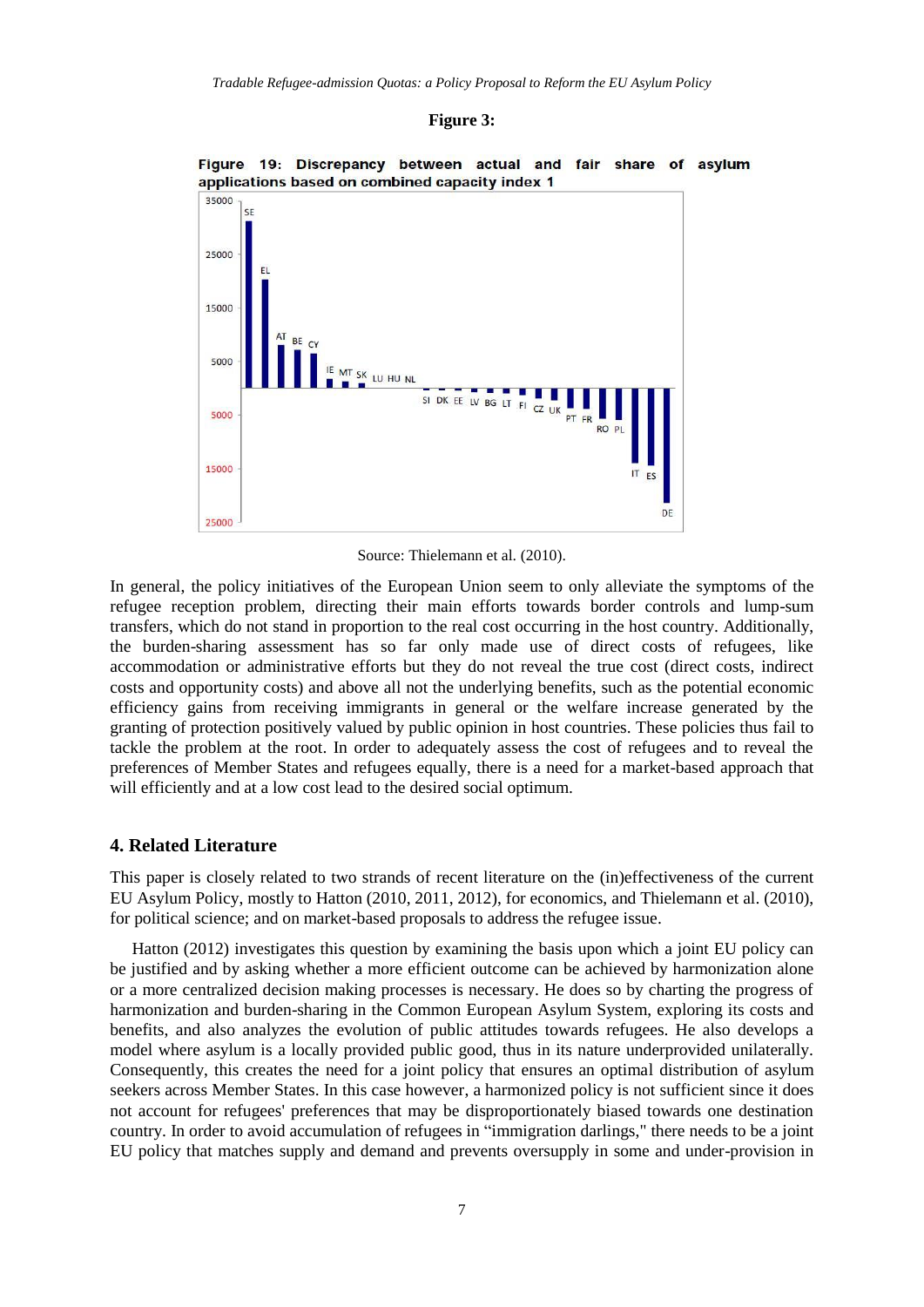**Figure 3:**

**Figure 19: Discrepancy between actual and fair share of asylum applications based on combined capacity index 1**

Source: Thielemann et al. (2010).

In general, the policy initiatives of the European Union seem to only alleviate the symptoms of the refugee reception problem, directing their main efforts towards border controls and lump-sum transfers, which do not stand in proportion to the real cost occurring in the host country. Additionally, the burden-sharing assessment has so far only made use of direct costs of refugees, like accommodation or administrative efforts but they do not reveal the true cost (direct costs, indirect costs and opportunity costs) and above all not the underlying benefits, such as the potential economic efficiency gains from receiving immigrants in general or the welfare increase generated by the granting of protection positively valued by public opinion in host countries. These policies thus fail to tackle the problem at the root. In order to adequately assess the cost of refugees and to reveal the preferences of Member States and refugees equally, there is a need for a market-based approach that will efficiently and at a low cost lead to the desired social optimum.

## 4. Related Literature

This paper is closely related to two strands of recent literature on the (in)effectiveness of the current EU Asylum Policy, mostly to Hatton (2010, 2011, 2012), for economics, and Thielemann et al. (2010), for political science; and on market-based proposals to address the refugee issue.

Hatton (2012) investigates this question by examining the basis upon which a joint EU policy can be justified and by asking whether a more efficient outcome can be achieved by harmonization alone or a more centralized decision making processes is necessary. He does so by charting the progress of harmonization and burden-sharing in the Common European Asylum System, exploring its costs and benefits, and also analyzes the evolution of public attitudes towards refugees. He also develops a model where asylum is a locally provided public good, thus in its nature underprovided unilaterally. Consequently, this creates the need for a joint policy that ensures an optimal distribution of asylum seekers across Member States. In this case however, a harmonized policy is not sufficient since it does not account for refugees' preferences that may be disproportionately biased towards one destination country. In order to avoid accumulation of refugees in "immigration darlings," there needs to be a joint EU policy that matches supply and demand and prevents oversupply in some and under-provision in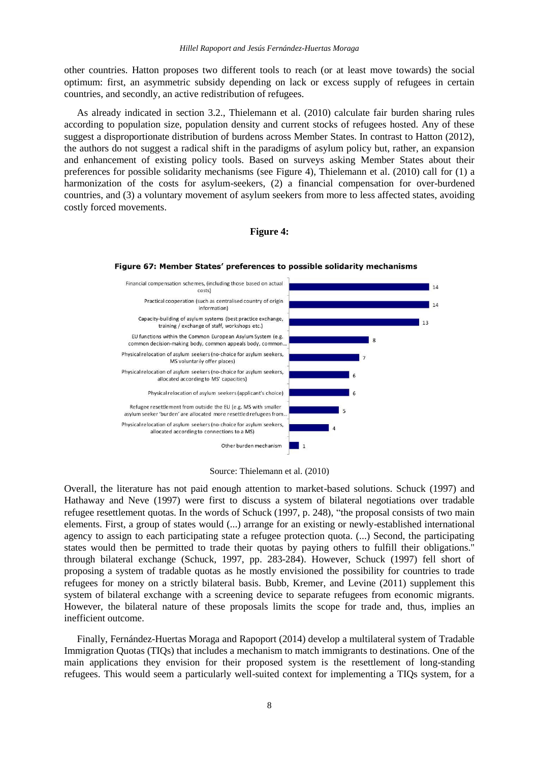other countries. Hatton proposes two different tools to reach (or at least move towards) the social optimum: first, an asymmetric subsidy depending on lack or excess supply of refugees in certain countries, and secondly, an active redistribution of refugees.

As already indicated in section 3.2., Thielemann et al. (2010) calculate fair burden sharing rules according to population size, population density and current stocks of refugees hosted. Any of these suggest a disproportionate distribution of burdens across Member States. In contrast to Hatton (2012), the authors do not suggest a radical shift in the paradigms of asylum policy but, rather, an expansion and enhancement of existing policy tools. Based on surveys asking Member States about their preferences for possible solidarity mechanisms (see Figure 4), Thielemann et al. (2010) call for (1) a harmonization of the costs for asylum-seekers, (2) a financial compensation for over-burdened countries, and (3) a voluntary movement of asylum seekers from more to less affected states, avoiding costly forced movements.

**Figure 4:**

**Figure 67: Member States' preferences to possible solidarity mechanisms**

| Mechanism | Number |
|---|---|
| Financial compensation schemes, (including those based on actual costs) | 14 |
| Practical cooperation (such as centralised country of origin information) | 14 |
| Capacity-building of asylum systems (best practice exchange, training / exchange of staff, workshops etc.) | 13 |
| EU functions within the Common European Asylum System (e.g. common decision-making body, common appeals body, common... | 8 |
| Physical relocation of asylum seekers (no-choice for asylum seekers, MS voluntarily offer places) | 7 |
| Physical relocation of asylum seekers (no-choice for asylum seekers, allocated according to MS' capacities) | 6 |
| Physical relocation of asylum seekers (applicant's choice) | 6 |
| Refugee resettlement from outside the EU (e.g. MS with smaller asylum seeker 'burden' are allocated more resettled refugees from... | 5 |
| Physical relocation of asylum seekers (no-choice for asylum seekers, allocated according to connections to a MS) | 4 |
| Other burden mechanism | 1 |

Source: Thielemann et al. (2010)

Overall, the literature has not paid enough attention to market-based solutions. Schuck (1997) and Hathaway and Neve (1997) were first to discuss a system of bilateral negotiations over tradable refugee resettlement quotas. In the words of Schuck (1997, p. 248), "the proposal consists of two main elements. First, a group of states would (...) arrange for an existing or newly-established international agency to assign to each participating state a refugee protection quota. (...) Second, the participating states would then be permitted to trade their quotas by paying others to fulfill their obligations." through bilateral exchange (Schuck, 1997, pp. 283-284). However, Schuck (1997) fell short of proposing a system of tradable quotas as he mostly envisioned the possibility for countries to trade refugees for money on a strictly bilateral basis. Bubb, Kremer, and Levine (2011) supplement this system of bilateral exchange with a screening device to separate refugees from economic migrants. However, the bilateral nature of these proposals limits the scope for trade and, thus, implies an inefficient outcome.

Finally, Fernández-Huertas Moraga and Rapoport (2014) develop a multilateral system of Tradable Immigration Quotas (TIQs) that includes a mechanism to match immigrants to destinations. One of the main applications they envision for their proposed system is the resettlement of long-standing refugees. This would seem a particularly well-suited context for implementing a TIQs system, for a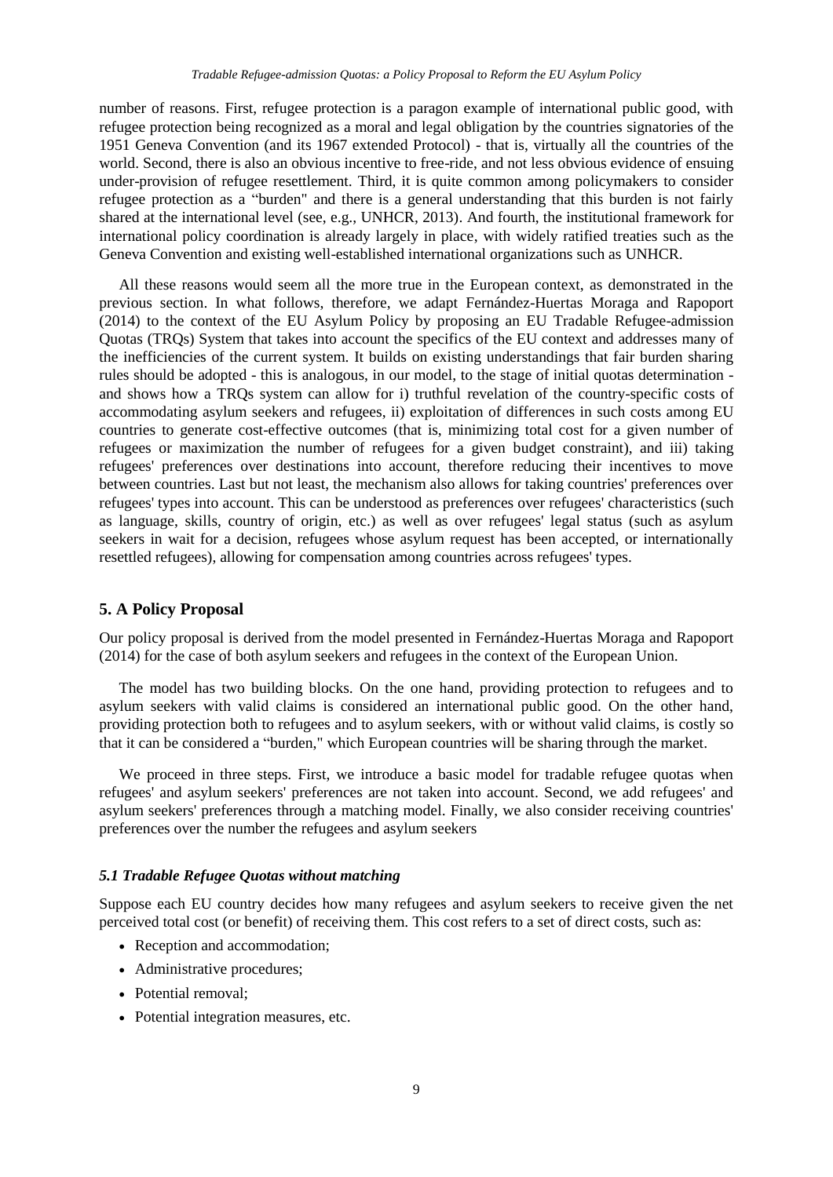number of reasons. First, refugee protection is a paragon example of international public good, with refugee protection being recognized as a moral and legal obligation by the countries signatories of the 1951 Geneva Convention (and its 1967 extended Protocol) - that is, virtually all the countries of the world. Second, there is also an obvious incentive to free-ride, and not less obvious evidence of ensuing under-provision of refugee resettlement. Third, it is quite common among policymakers to consider refugee protection as a "burden" and there is a general understanding that this burden is not fairly shared at the international level (see, e.g., UNHCR, 2013). And fourth, the institutional framework for international policy coordination is already largely in place, with widely ratified treaties such as the Geneva Convention and existing well-established international organizations such as UNHCR.

All these reasons would seem all the more true in the European context, as demonstrated in the previous section. In what follows, therefore, we adapt Fernández-Huertas Moraga and Rapoport (2014) to the context of the EU Asylum Policy by proposing an EU Tradable Refugee-admission Quotas (TRQs) System that takes into account the specifics of the EU context and addresses many of the inefficiencies of the current system. It builds on existing understandings that fair burden sharing rules should be adopted - this is analogous, in our model, to the stage of initial quotas determination - and shows how a TRQs system can allow for i) truthful revelation of the country-specific costs of accommodating asylum seekers and refugees, ii) exploitation of differences in such costs among EU countries to generate cost-effective outcomes (that is, minimizing total cost for a given number of refugees or maximization the number of refugees for a given budget constraint), and iii) taking refugees' preferences over destinations into account, therefore reducing their incentives to move between countries. Last but not least, the mechanism also allows for taking countries' preferences over refugees' types into account. This can be understood as preferences over refugees' characteristics (such as language, skills, country of origin, etc.) as well as over refugees' legal status (such as asylum seekers in wait for a decision, refugees whose asylum request has been accepted, or internationally resettled refugees), allowing for compensation among countries across refugees' types.

## 5. A Policy Proposal

Our policy proposal is derived from the model presented in Fernández-Huertas Moraga and Rapoport (2014) for the case of both asylum seekers and refugees in the context of the European Union.

The model has two building blocks. On the one hand, providing protection to refugees and to asylum seekers with valid claims is considered an international public good. On the other hand, providing protection both to refugees and to asylum seekers, with or without valid claims, is costly so that it can be considered a "burden," which European countries will be sharing through the market.

We proceed in three steps. First, we introduce a basic model for tradable refugee quotas when refugees' and asylum seekers' preferences are not taken into account. Second, we add refugees' and asylum seekers' preferences through a matching model. Finally, we also consider receiving countries' preferences over the number the refugees and asylum seekers

### *5.1 Tradable Refugee Quotas without matching*

Suppose each EU country decides how many refugees and asylum seekers to receive given the net perceived total cost (or benefit) of receiving them. This cost refers to a set of direct costs, such as:

- Reception and accommodation;
- Administrative procedures;
- Potential removal;
- Potential integration measures, etc.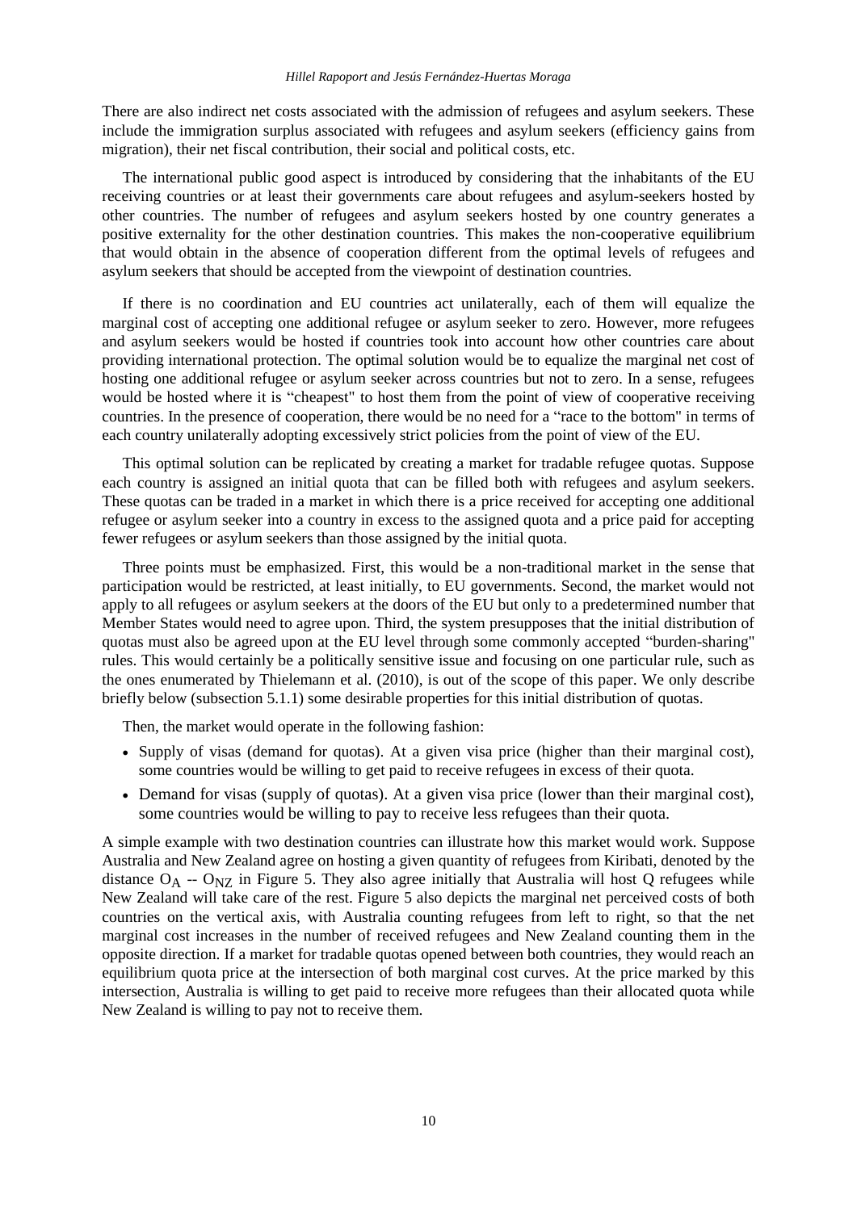There are also indirect net costs associated with the admission of refugees and asylum seekers. These include the immigration surplus associated with refugees and asylum seekers (efficiency gains from migration), their net fiscal contribution, their social and political costs, etc.

The international public good aspect is introduced by considering that the inhabitants of the EU receiving countries or at least their governments care about refugees and asylum-seekers hosted by other countries. The number of refugees and asylum seekers hosted by one country generates a positive externality for the other destination countries. This makes the non-cooperative equilibrium that would obtain in the absence of cooperation different from the optimal levels of refugees and asylum seekers that should be accepted from the viewpoint of destination countries.

If there is no coordination and EU countries act unilaterally, each of them will equalize the marginal cost of accepting one additional refugee or asylum seeker to zero. However, more refugees and asylum seekers would be hosted if countries took into account how other countries care about providing international protection. The optimal solution would be to equalize the marginal net cost of hosting one additional refugee or asylum seeker across countries but not to zero. In a sense, refugees would be hosted where it is "cheapest" to host them from the point of view of cooperative receiving countries. In the presence of cooperation, there would be no need for a "race to the bottom" in terms of each country unilaterally adopting excessively strict policies from the point of view of the EU.

This optimal solution can be replicated by creating a market for tradable refugee quotas. Suppose each country is assigned an initial quota that can be filled both with refugees and asylum seekers. These quotas can be traded in a market in which there is a price received for accepting one additional refugee or asylum seeker into a country in excess to the assigned quota and a price paid for accepting fewer refugees or asylum seekers than those assigned by the initial quota.

Three points must be emphasized. First, this would be a non-traditional market in the sense that participation would be restricted, at least initially, to EU governments. Second, the market would not apply to all refugees or asylum seekers at the doors of the EU but only to a predetermined number that Member States would need to agree upon. Third, the system presupposes that the initial distribution of quotas must also be agreed upon at the EU level through some commonly accepted "burden-sharing" rules. This would certainly be a politically sensitive issue and focusing on one particular rule, such as the ones enumerated by Thielemann et al. (2010), is out of the scope of this paper. We only describe briefly below (subsection 5.1.1) some desirable properties for this initial distribution of quotas.

Then, the market would operate in the following fashion:

- Supply of visas (demand for quotas). At a given visa price (higher than their marginal cost), some countries would be willing to get paid to receive refugees in excess of their quota.
- Demand for visas (supply of quotas). At a given visa price (lower than their marginal cost), some countries would be willing to pay to receive less refugees than their quota.

A simple example with two destination countries can illustrate how this market would work. Suppose Australia and New Zealand agree on hosting a given quantity of refugees from Kiribati, denoted by the distance $O_A$ -- $O_{NZ}$ in Figure 5. They also agree initially that Australia will host Q refugees while New Zealand will take care of the rest. Figure 5 also depicts the marginal net perceived costs of both countries on the vertical axis, with Australia counting refugees from left to right, so that the net marginal cost increases in the number of received refugees and New Zealand counting them in the opposite direction. If a market for tradable quotas opened between both countries, they would reach an equilibrium quota price at the intersection of both marginal cost curves. At the price marked by this intersection, Australia is willing to get paid to receive more refugees than their allocated quota while New Zealand is willing to pay not to receive them.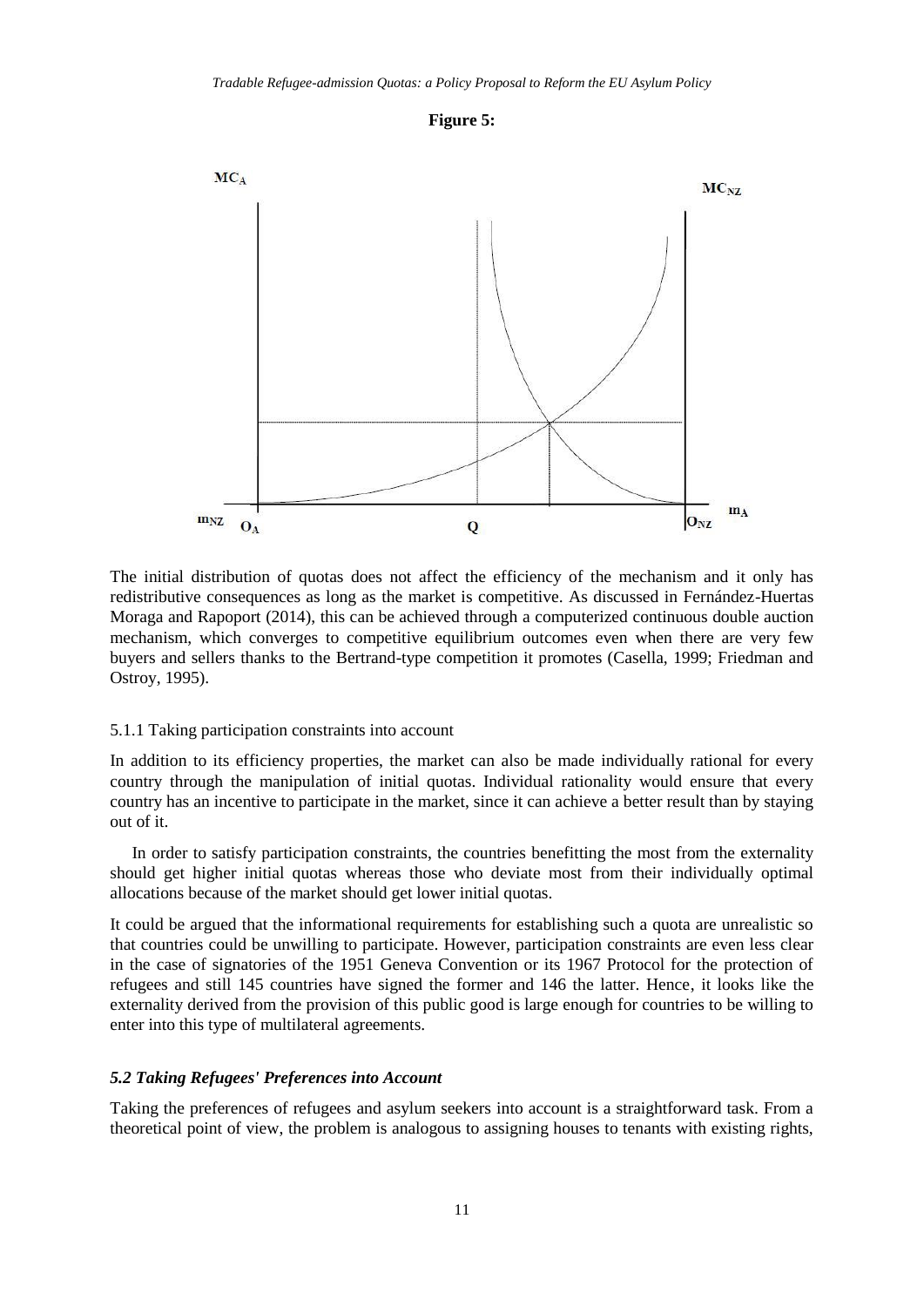**Figure 5:**

The initial distribution of quotas does not affect the efficiency of the mechanism and it only has redistributive consequences as long as the market is competitive. As discussed in Fernández-Huertas Moraga and Rapoport (2014), this can be achieved through a computerized continuous double auction mechanism, which converges to competitive equilibrium outcomes even when there are very few buyers and sellers thanks to the Bertrand-type competition it promotes (Casella, 1999; Friedman and Ostroy, 1995).

### 5.1.1 Taking participation constraints into account

In addition to its efficiency properties, the market can also be made individually rational for every country through the manipulation of initial quotas. Individual rationality would ensure that every country has an incentive to participate in the market, since it can achieve a better result than by staying out of it.

In order to satisfy participation constraints, the countries benefitting the most from the externality should get higher initial quotas whereas those who deviate most from their individually optimal allocations because of the market should get lower initial quotas.

It could be argued that the informational requirements for establishing such a quota are unrealistic so that countries could be unwilling to participate. However, participation constraints are even less clear in the case of signatories of the 1951 Geneva Convention or its 1967 Protocol for the protection of refugees and still 145 countries have signed the former and 146 the latter. Hence, it looks like the externality derived from the provision of this public good is large enough for countries to be willing to enter into this type of multilateral agreements.

## *5.2 Taking Refugees' Preferences into Account*

Taking the preferences of refugees and asylum seekers into account is a straightforward task. From a theoretical point of view, the problem is analogous to assigning houses to tenants with existing rights,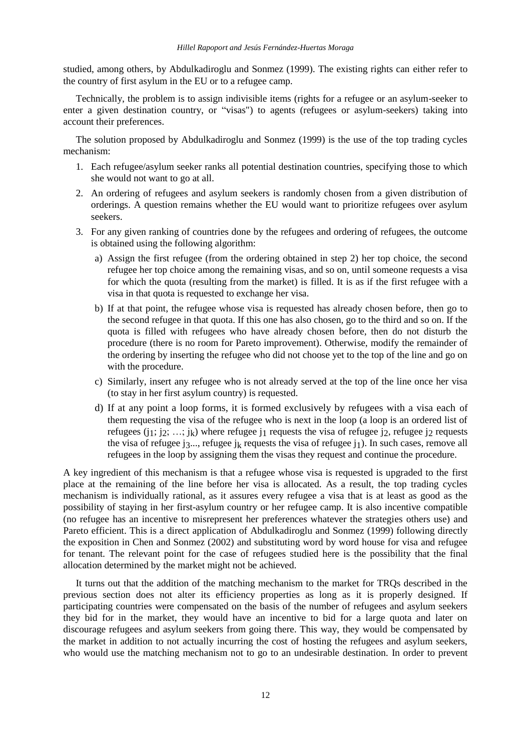studied, among others, by Abdulkadiroglu and Sonmez (1999). The existing rights can either refer to the country of first asylum in the EU or to a refugee camp.

Technically, the problem is to assign indivisible items (rights for a refugee or an asylum-seeker to enter a given destination country, or "visas") to agents (refugees or asylum-seekers) taking into account their preferences.

The solution proposed by Abdulkadiroglu and Sonmez (1999) is the use of the top trading cycles mechanism:

1. Each refugee/asylum seeker ranks all potential destination countries, specifying those to which she would not want to go at all.
2. An ordering of refugees and asylum seekers is randomly chosen from a given distribution of orderings. A question remains whether the EU would want to prioritize refugees over asylum seekers.
3. For any given ranking of countries done by the refugees and ordering of refugees, the outcome is obtained using the following algorithm:
   a) Assign the first refugee (from the ordering obtained in step 2) her top choice, the second refugee her top choice among the remaining visas, and so on, until someone requests a visa for which the quota (resulting from the market) is filled. It is as if the first refugee with a visa in that quota is requested to exchange her visa.
   b) If at that point, the refugee whose visa is requested has already chosen before, then go to the second refugee in that quota. If this one has also chosen, go to the third and so on. If the quota is filled with refugees who have already chosen before, then do not disturb the procedure (there is no room for Pareto improvement). Otherwise, modify the remainder of the ordering by inserting the refugee who did not choose yet to the top of the line and go on with the procedure.
   c) Similarly, insert any refugee who is not already served at the top of the line once her visa (to stay in her first asylum country) is requested.
   d) If at any point a loop forms, it is formed exclusively by refugees with a visa each of them requesting the visa of the refugee who is next in the loop (a loop is an ordered list of refugees ($j_1$; $j_2$; …; $j_k$) where refugee $j_1$ requests the visa of refugee $j_2$, refugee $j_2$ requests the visa of refugee $j_3$..., refugee $j_k$ requests the visa of refugee $j_1$). In such cases, remove all refugees in the loop by assigning them the visas they request and continue the procedure.

A key ingredient of this mechanism is that a refugee whose visa is requested is upgraded to the first place at the remaining of the line before her visa is allocated. As a result, the top trading cycles mechanism is individually rational, as it assures every refugee a visa that is at least as good as the possibility of staying in her first-asylum country or her refugee camp. It is also incentive compatible (no refugee has an incentive to misrepresent her preferences whatever the strategies others use) and Pareto efficient. This is a direct application of Abdulkadiroglu and Sonmez (1999) following directly the exposition in Chen and Sonmez (2002) and substituting word by word house for visa and refugee for tenant. The relevant point for the case of refugees studied here is the possibility that the final allocation determined by the market might not be achieved.

It turns out that the addition of the matching mechanism to the market for TRQs described in the previous section does not alter its efficiency properties as long as it is properly designed. If participating countries were compensated on the basis of the number of refugees and asylum seekers they bid for in the market, they would have an incentive to bid for a large quota and later on discourage refugees and asylum seekers from going there. This way, they would be compensated by the market in addition to not actually incurring the cost of hosting the refugees and asylum seekers, who would use the matching mechanism not to go to an undesirable destination. In order to prevent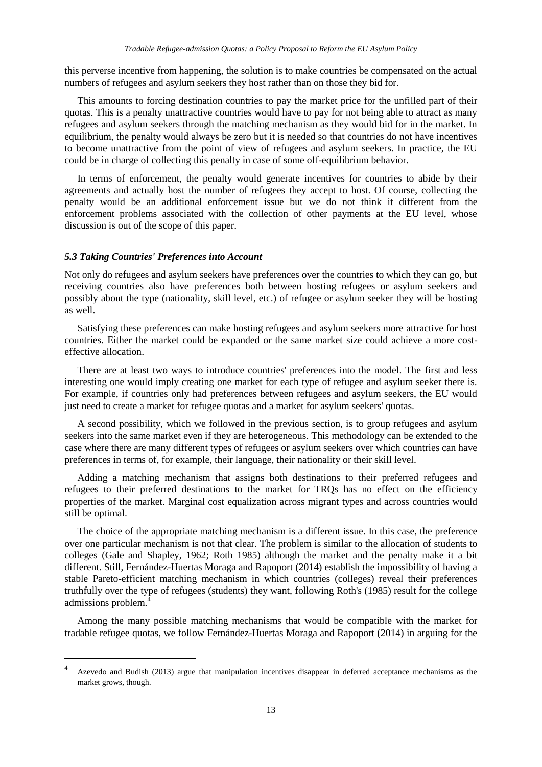this perverse incentive from happening, the solution is to make countries be compensated on the actual numbers of refugees and asylum seekers they host rather than on those they bid for.

This amounts to forcing destination countries to pay the market price for the unfilled part of their quotas. This is a penalty unattractive countries would have to pay for not being able to attract as many refugees and asylum seekers through the matching mechanism as they would bid for in the market. In equilibrium, the penalty would always be zero but it is needed so that countries do not have incentives to become unattractive from the point of view of refugees and asylum seekers. In practice, the EU could be in charge of collecting this penalty in case of some off-equilibrium behavior.

In terms of enforcement, the penalty would generate incentives for countries to abide by their agreements and actually host the number of refugees they accept to host. Of course, collecting the penalty would be an additional enforcement issue but we do not think it different from the enforcement problems associated with the collection of other payments at the EU level, whose discussion is out of the scope of this paper.

### *5.3 Taking Countries' Preferences into Account*

Not only do refugees and asylum seekers have preferences over the countries to which they can go, but receiving countries also have preferences both between hosting refugees or asylum seekers and possibly about the type (nationality, skill level, etc.) of refugee or asylum seeker they will be hosting as well.

Satisfying these preferences can make hosting refugees and asylum seekers more attractive for host countries. Either the market could be expanded or the same market size could achieve a more cost-effective allocation.

There are at least two ways to introduce countries' preferences into the model. The first and less interesting one would imply creating one market for each type of refugee and asylum seeker there is. For example, if countries only had preferences between refugees and asylum seekers, the EU would just need to create a market for refugee quotas and a market for asylum seekers' quotas.

A second possibility, which we followed in the previous section, is to group refugees and asylum seekers into the same market even if they are heterogeneous. This methodology can be extended to the case where there are many different types of refugees or asylum seekers over which countries can have preferences in terms of, for example, their language, their nationality or their skill level.

Adding a matching mechanism that assigns both destinations to their preferred refugees and refugees to their preferred destinations to the market for TRQs has no effect on the efficiency properties of the market. Marginal cost equalization across migrant types and across countries would still be optimal.

The choice of the appropriate matching mechanism is a different issue. In this case, the preference over one particular mechanism is not that clear. The problem is similar to the allocation of students to colleges (Gale and Shapley, 1962; Roth 1985) although the market and the penalty make it a bit different. Still, Fernández-Huertas Moraga and Rapoport (2014) establish the impossibility of having a stable Pareto-efficient matching mechanism in which countries (colleges) reveal their preferences truthfully over the type of refugees (students) they want, following Roth's (1985) result for the college admissions problem.[4]

Among the many possible matching mechanisms that would be compatible with the market for tradable refugee quotas, we follow Fernández-Huertas Moraga and Rapoport (2014) in arguing for the

[4] Azevedo and Budish (2013) argue that manipulation incentives disappear in deferred acceptance mechanisms as the market grows, though.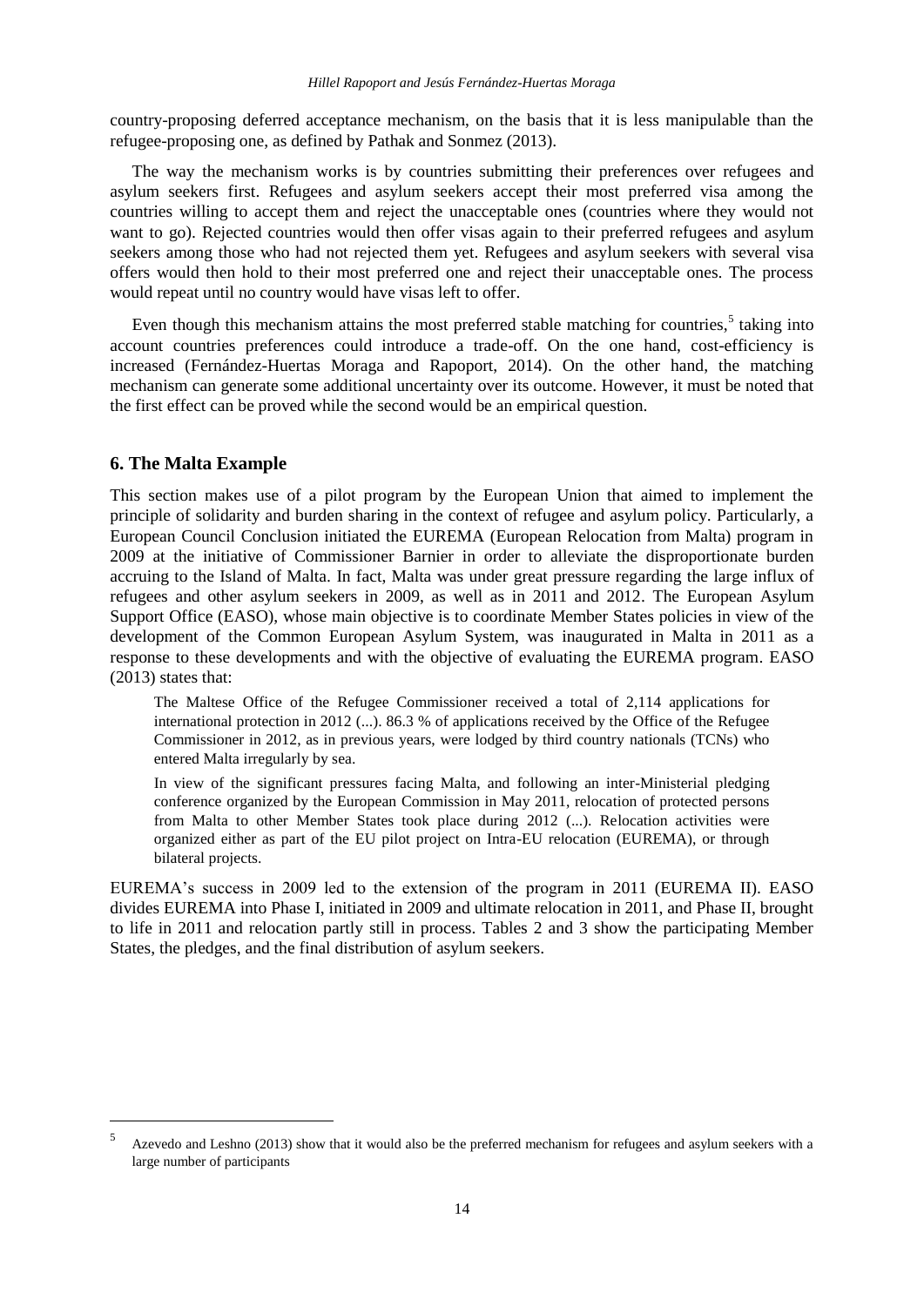country-proposing deferred acceptance mechanism, on the basis that it is less manipulable than the refugee-proposing one, as defined by Pathak and Sonmez (2013).

The way the mechanism works is by countries submitting their preferences over refugees and asylum seekers first. Refugees and asylum seekers accept their most preferred visa among the countries willing to accept them and reject the unacceptable ones (countries where they would not want to go). Rejected countries would then offer visas again to their preferred refugees and asylum seekers among those who had not rejected them yet. Refugees and asylum seekers with several visa offers would then hold to their most preferred one and reject their unacceptable ones. The process would repeat until no country would have visas left to offer.

Even though this mechanism attains the most preferred stable matching for countries,[5] taking into account countries preferences could introduce a trade-off. On the one hand, cost-efficiency is increased (Fernández-Huertas Moraga and Rapoport, 2014). On the other hand, the matching mechanism can generate some additional uncertainty over its outcome. However, it must be noted that the first effect can be proved while the second would be an empirical question.

## 6. The Malta Example

This section makes use of a pilot program by the European Union that aimed to implement the principle of solidarity and burden sharing in the context of refugee and asylum policy. Particularly, a European Council Conclusion initiated the EUREMA (European Relocation from Malta) program in 2009 at the initiative of Commissioner Barnier in order to alleviate the disproportionate burden accruing to the Island of Malta. In fact, Malta was under great pressure regarding the large influx of refugees and other asylum seekers in 2009, as well as in 2011 and 2012. The European Asylum Support Office (EASO), whose main objective is to coordinate Member States policies in view of the development of the Common European Asylum System, was inaugurated in Malta in 2011 as a response to these developments and with the objective of evaluating the EUREMA program. EASO (2013) states that:

> The Maltese Office of the Refugee Commissioner received a total of 2,114 applications for international protection in 2012 (...). 86.3 % of applications received by the Office of the Refugee Commissioner in 2012, as in previous years, were lodged by third country nationals (TCNs) who entered Malta irregularly by sea.
>
> In view of the significant pressures facing Malta, and following an inter-Ministerial pledging conference organized by the European Commission in May 2011, relocation of protected persons from Malta to other Member States took place during 2012 (...). Relocation activities were organized either as part of the EU pilot project on Intra-EU relocation (EUREMA), or through bilateral projects.

EUREMA's success in 2009 led to the extension of the program in 2011 (EUREMA II). EASO divides EUREMA into Phase I, initiated in 2009 and ultimate relocation in 2011, and Phase II, brought to life in 2011 and relocation partly still in process. Tables 2 and 3 show the participating Member States, the pledges, and the final distribution of asylum seekers.

[5] Azevedo and Leshno (2013) show that it would also be the preferred mechanism for refugees and asylum seekers with a large number of participants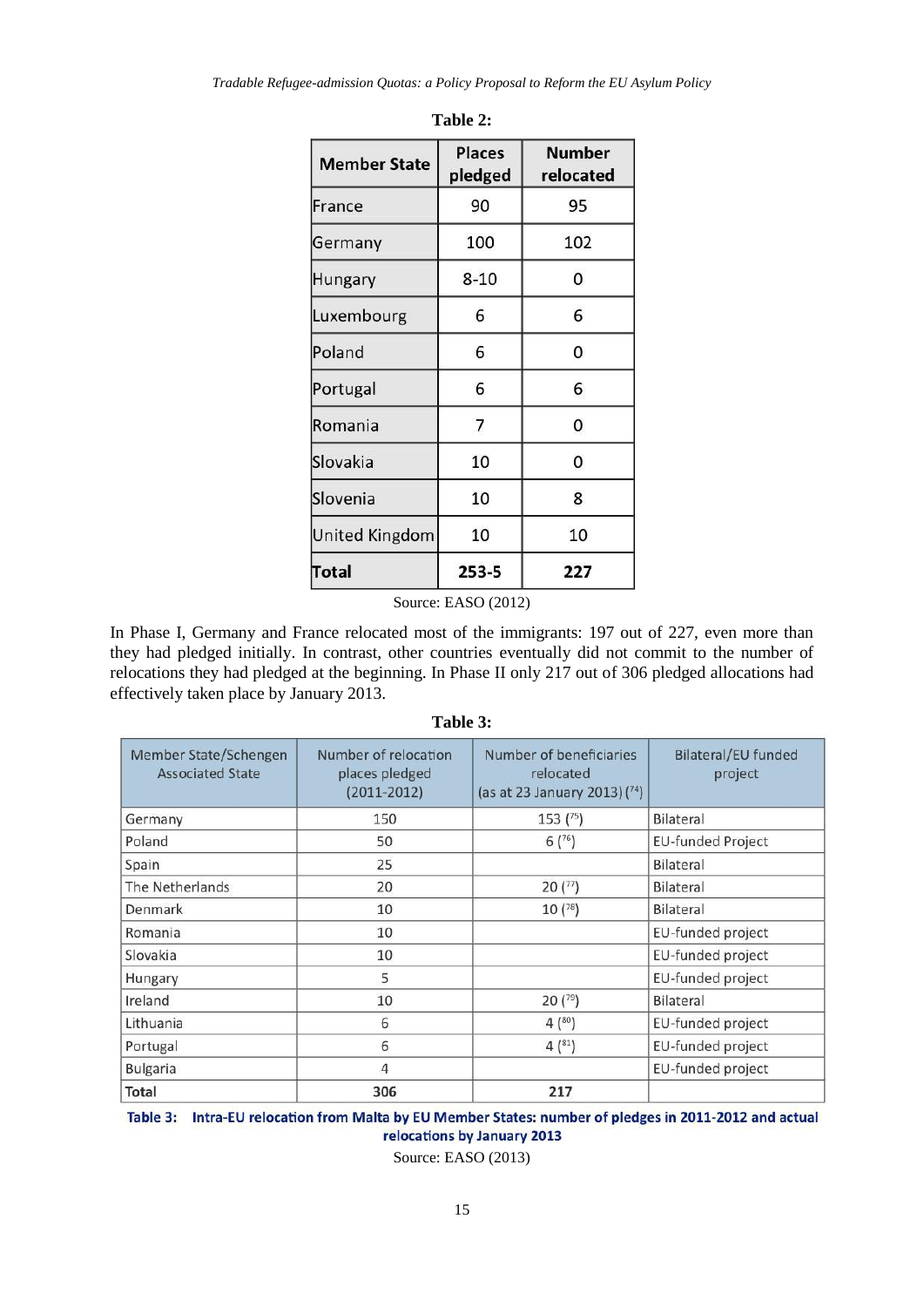**Table 2:**

| Member State | Places pledged | Number relocated |
|---|---|---|
| France | 90 | 95 |
| Germany | 100 | 102 |
| Hungary | 8-10 | 0 |
| Luxembourg | 6 | 6 |
| Poland | 6 | 0 |
| Portugal | 6 | 6 |
| Romania | 7 | 0 |
| Slovakia | 10 | 0 |
| Slovenia | 10 | 8 |
| United Kingdom | 10 | 10 |
| **Total** | **253-5** | **227** |

Source: EASO (2012)

In Phase I, Germany and France relocated most of the immigrants: 197 out of 227, even more than they had pledged initially. In contrast, other countries eventually did not commit to the number of relocations they had pledged at the beginning. In Phase II only 217 out of 306 pledged allocations had effectively taken place by January 2013.

**Table 3:**

| Member State/Schengen Associated State | Number of relocation places pledged (2011-2012) | Number of beneficiaries relocated (as at 23 January 2013) (74) | Bilateral/EU funded project |
|---|---|---|---|
| Germany | 150 | 153 (75) | Bilateral |
| Poland | 50 | 6 (76) | EU-funded Project |
| Spain | 25 | | Bilateral |
| The Netherlands | 20 | 20 (77) | Bilateral |
| Denmark | 10 | 10 (78) | Bilateral |
| Romania | 10 | | EU-funded project |
| Slovakia | 10 | | EU-funded project |
| Hungary | 5 | | EU-funded project |
| Ireland | 10 | 20 (79) | Bilateral |
| Lithuania | 6 | 4 (80) | EU-funded project |
| Portugal | 6 | 4 (81) | EU-funded project |
| Bulgaria | 4 | | EU-funded project |
| **Total** | **306** | **217** | |

**Table 3: Intra-EU relocation from Malta by EU Member States: number of pledges in 2011-2012 and actual relocations by January 2013**

Source: EASO (2013)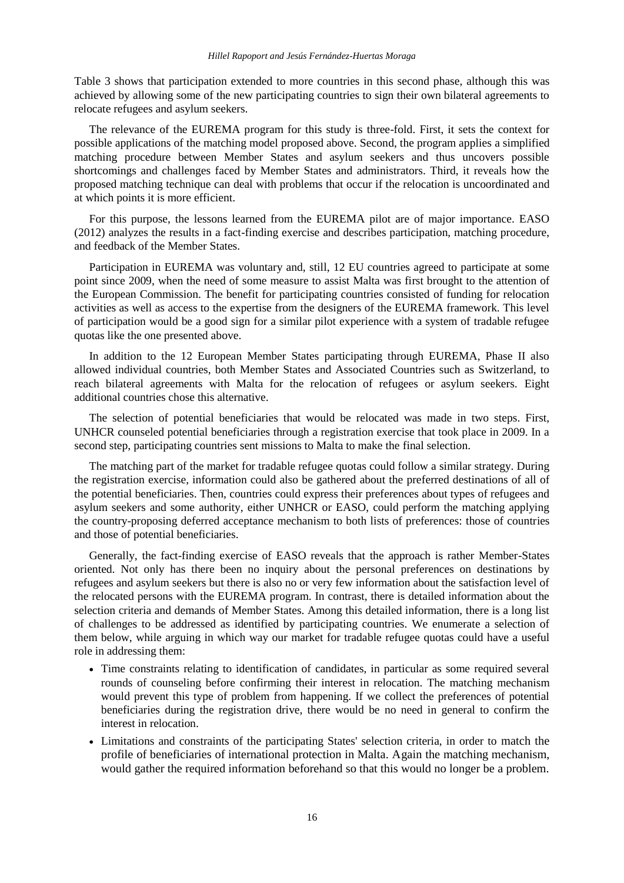Table 3 shows that participation extended to more countries in this second phase, although this was achieved by allowing some of the new participating countries to sign their own bilateral agreements to relocate refugees and asylum seekers.

The relevance of the EUREMA program for this study is three-fold. First, it sets the context for possible applications of the matching model proposed above. Second, the program applies a simplified matching procedure between Member States and asylum seekers and thus uncovers possible shortcomings and challenges faced by Member States and administrators. Third, it reveals how the proposed matching technique can deal with problems that occur if the relocation is uncoordinated and at which points it is more efficient.

For this purpose, the lessons learned from the EUREMA pilot are of major importance. EASO (2012) analyzes the results in a fact-finding exercise and describes participation, matching procedure, and feedback of the Member States.

Participation in EUREMA was voluntary and, still, 12 EU countries agreed to participate at some point since 2009, when the need of some measure to assist Malta was first brought to the attention of the European Commission. The benefit for participating countries consisted of funding for relocation activities as well as access to the expertise from the designers of the EUREMA framework. This level of participation would be a good sign for a similar pilot experience with a system of tradable refugee quotas like the one presented above.

In addition to the 12 European Member States participating through EUREMA, Phase II also allowed individual countries, both Member States and Associated Countries such as Switzerland, to reach bilateral agreements with Malta for the relocation of refugees or asylum seekers. Eight additional countries chose this alternative.

The selection of potential beneficiaries that would be relocated was made in two steps. First, UNHCR counseled potential beneficiaries through a registration exercise that took place in 2009. In a second step, participating countries sent missions to Malta to make the final selection.

The matching part of the market for tradable refugee quotas could follow a similar strategy. During the registration exercise, information could also be gathered about the preferred destinations of all of the potential beneficiaries. Then, countries could express their preferences about types of refugees and asylum seekers and some authority, either UNHCR or EASO, could perform the matching applying the country-proposing deferred acceptance mechanism to both lists of preferences: those of countries and those of potential beneficiaries.

Generally, the fact-finding exercise of EASO reveals that the approach is rather Member-States oriented. Not only has there been no inquiry about the personal preferences on destinations by refugees and asylum seekers but there is also no or very few information about the satisfaction level of the relocated persons with the EUREMA program. In contrast, there is detailed information about the selection criteria and demands of Member States. Among this detailed information, there is a long list of challenges to be addressed as identified by participating countries. We enumerate a selection of them below, while arguing in which way our market for tradable refugee quotas could have a useful role in addressing them:

- Time constraints relating to identification of candidates, in particular as some required several rounds of counseling before confirming their interest in relocation. The matching mechanism would prevent this type of problem from happening. If we collect the preferences of potential beneficiaries during the registration drive, there would be no need in general to confirm the interest in relocation.
- Limitations and constraints of the participating States' selection criteria, in order to match the profile of beneficiaries of international protection in Malta. Again the matching mechanism, would gather the required information beforehand so that this would no longer be a problem.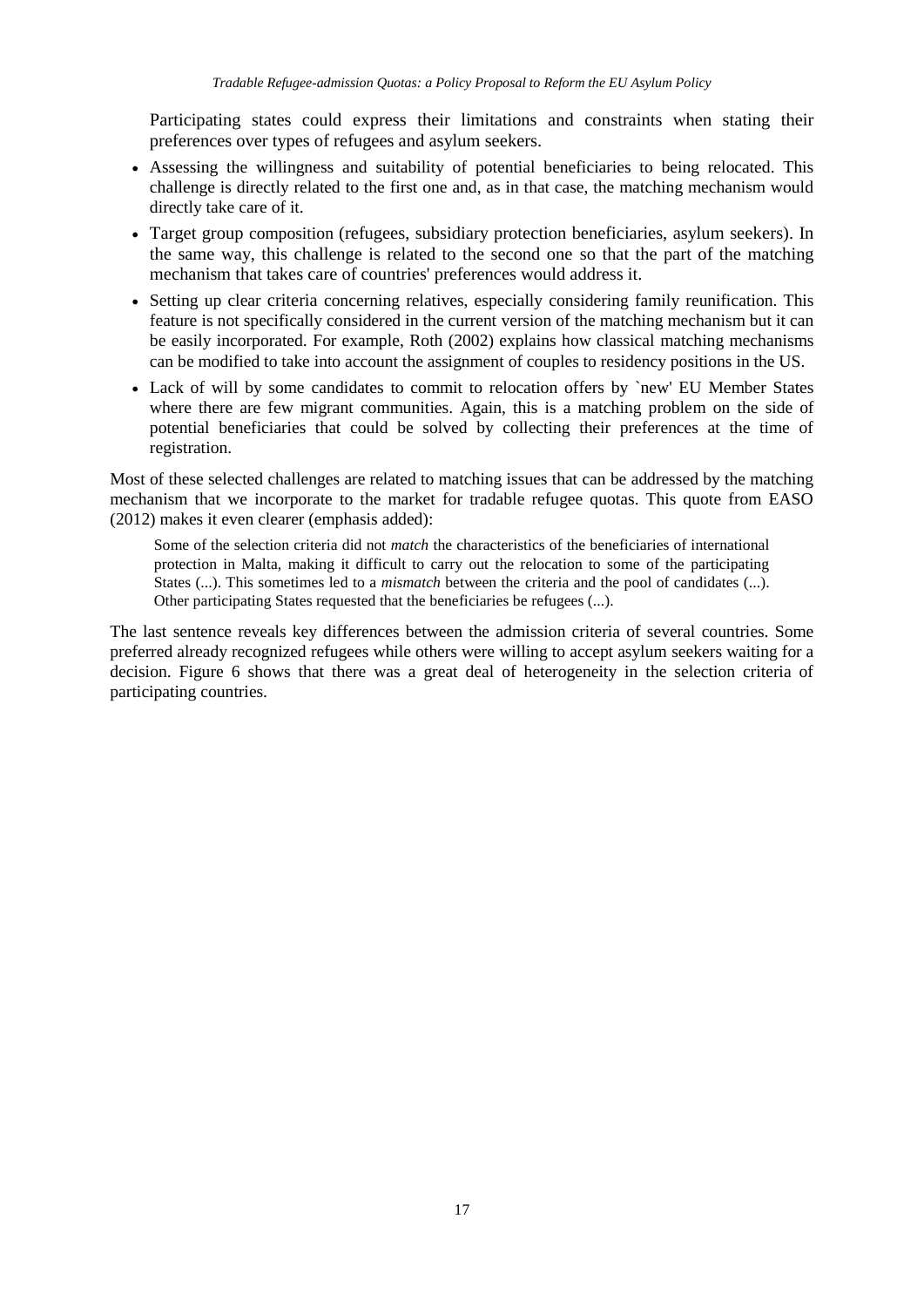Participating states could express their limitations and constraints when stating their preferences over types of refugees and asylum seekers.

- Assessing the willingness and suitability of potential beneficiaries to being relocated. This challenge is directly related to the first one and, as in that case, the matching mechanism would directly take care of it.
- Target group composition (refugees, subsidiary protection beneficiaries, asylum seekers). In the same way, this challenge is related to the second one so that the part of the matching mechanism that takes care of countries' preferences would address it.
- Setting up clear criteria concerning relatives, especially considering family reunification. This feature is not specifically considered in the current version of the matching mechanism but it can be easily incorporated. For example, Roth (2002) explains how classical matching mechanisms can be modified to take into account the assignment of couples to residency positions in the US.
- Lack of will by some candidates to commit to relocation offers by `new' EU Member States where there are few migrant communities. Again, this is a matching problem on the side of potential beneficiaries that could be solved by collecting their preferences at the time of registration.

Most of these selected challenges are related to matching issues that can be addressed by the matching mechanism that we incorporate to the market for tradable refugee quotas. This quote from EASO (2012) makes it even clearer (emphasis added):

> Some of the selection criteria did not *match* the characteristics of the beneficiaries of international protection in Malta, making it difficult to carry out the relocation to some of the participating States (...). This sometimes led to a *mismatch* between the criteria and the pool of candidates (...). Other participating States requested that the beneficiaries be refugees (...).

The last sentence reveals key differences between the admission criteria of several countries. Some preferred already recognized refugees while others were willing to accept asylum seekers waiting for a decision. Figure 6 shows that there was a great deal of heterogeneity in the selection criteria of participating countries.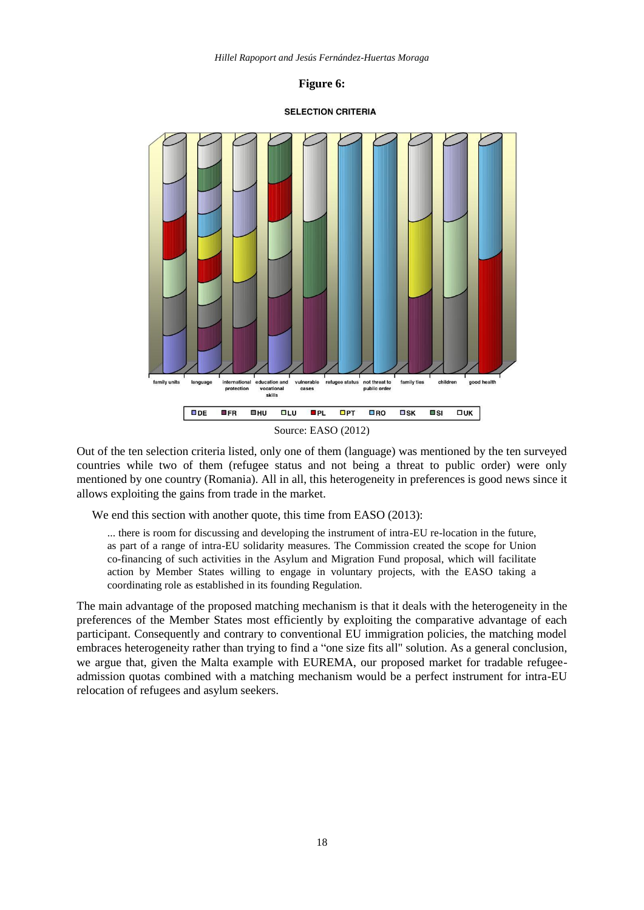**Figure 6:**

**SELECTION CRITERIA**

Source: EASO (2012)

Out of the ten selection criteria listed, only one of them (language) was mentioned by the ten surveyed countries while two of them (refugee status and not being a threat to public order) were only mentioned by one country (Romania). All in all, this heterogeneity in preferences is good news since it allows exploiting the gains from trade in the market.

We end this section with another quote, this time from EASO (2013):

> ... there is room for discussing and developing the instrument of intra-EU re-location in the future, as part of a range of intra-EU solidarity measures. The Commission created the scope for Union co-financing of such activities in the Asylum and Migration Fund proposal, which will facilitate action by Member States willing to engage in voluntary projects, with the EASO taking a coordinating role as established in its founding Regulation.

The main advantage of the proposed matching mechanism is that it deals with the heterogeneity in the preferences of the Member States most efficiently by exploiting the comparative advantage of each participant. Consequently and contrary to conventional EU immigration policies, the matching model embraces heterogeneity rather than trying to find a "one size fits all" solution. As a general conclusion, we argue that, given the Malta example with EUREMA, our proposed market for tradable refugee-admission quotas combined with a matching mechanism would be a perfect instrument for intra-EU relocation of refugees and asylum seekers.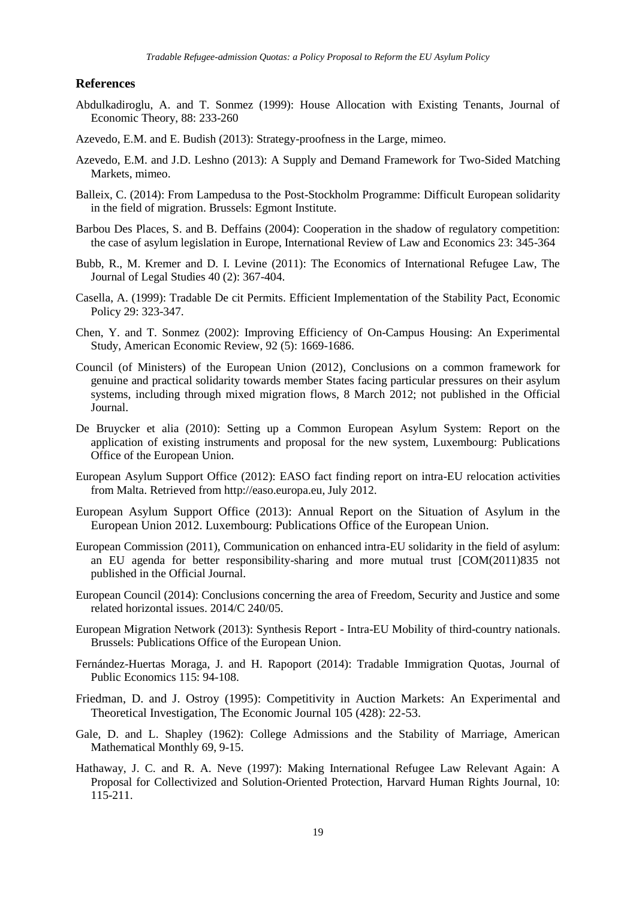## References

Abdulkadiroglu, A. and T. Sonmez (1999): House Allocation with Existing Tenants, Journal of Economic Theory, 88: 233-260

Azevedo, E.M. and E. Budish (2013): Strategy-proofness in the Large, mimeo.

Azevedo, E.M. and J.D. Leshno (2013): A Supply and Demand Framework for Two-Sided Matching Markets, mimeo.

Balleix, C. (2014): From Lampedusa to the Post-Stockholm Programme: Difficult European solidarity in the field of migration. Brussels: Egmont Institute.

Barbou Des Places, S. and B. Deffains (2004): Cooperation in the shadow of regulatory competition: the case of asylum legislation in Europe, International Review of Law and Economics 23: 345-364

Bubb, R., M. Kremer and D. I. Levine (2011): The Economics of International Refugee Law, The Journal of Legal Studies 40 (2): 367-404.

Casella, A. (1999): Tradable De cit Permits. Efficient Implementation of the Stability Pact, Economic Policy 29: 323-347.

Chen, Y. and T. Sonmez (2002): Improving Efficiency of On-Campus Housing: An Experimental Study, American Economic Review, 92 (5): 1669-1686.

Council (of Ministers) of the European Union (2012), Conclusions on a common framework for genuine and practical solidarity towards member States facing particular pressures on their asylum systems, including through mixed migration flows, 8 March 2012; not published in the Official Journal.

De Bruycker et alia (2010): Setting up a Common European Asylum System: Report on the application of existing instruments and proposal for the new system, Luxembourg: Publications Office of the European Union.

European Asylum Support Office (2012): EASO fact finding report on intra-EU relocation activities from Malta. Retrieved from http://easo.europa.eu, July 2012.

European Asylum Support Office (2013): Annual Report on the Situation of Asylum in the European Union 2012. Luxembourg: Publications Office of the European Union.

European Commission (2011), Communication on enhanced intra-EU solidarity in the field of asylum: an EU agenda for better responsibility-sharing and more mutual trust [COM(2011)835 not published in the Official Journal.

European Council (2014): Conclusions concerning the area of Freedom, Security and Justice and some related horizontal issues. 2014/C 240/05.

European Migration Network (2013): Synthesis Report - Intra-EU Mobility of third-country nationals. Brussels: Publications Office of the European Union.

Fernández-Huertas Moraga, J. and H. Rapoport (2014): Tradable Immigration Quotas, Journal of Public Economics 115: 94-108.

Friedman, D. and J. Ostroy (1995): Competitivity in Auction Markets: An Experimental and Theoretical Investigation, The Economic Journal 105 (428): 22-53.

Gale, D. and L. Shapley (1962): College Admissions and the Stability of Marriage, American Mathematical Monthly 69, 9-15.

Hathaway, J. C. and R. A. Neve (1997): Making International Refugee Law Relevant Again: A Proposal for Collectivized and Solution-Oriented Protection, Harvard Human Rights Journal, 10: 115-211.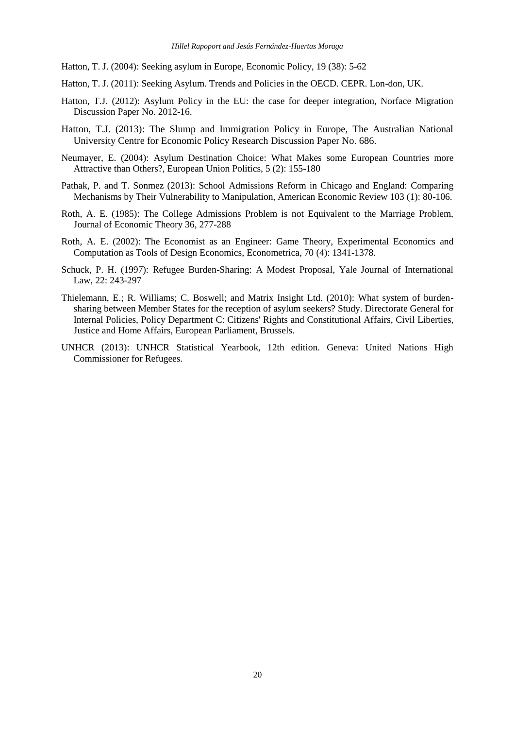Hatton, T. J. (2004): Seeking asylum in Europe, Economic Policy, 19 (38): 5-62

Hatton, T. J. (2011): Seeking Asylum. Trends and Policies in the OECD. CEPR. Lon-don, UK.

Hatton, T.J. (2012): Asylum Policy in the EU: the case for deeper integration, Norface Migration Discussion Paper No. 2012-16.

Hatton, T.J. (2013): The Slump and Immigration Policy in Europe, The Australian National University Centre for Economic Policy Research Discussion Paper No. 686.

Neumayer, E. (2004): Asylum Destination Choice: What Makes some European Countries more Attractive than Others?, European Union Politics, 5 (2): 155-180

Pathak, P. and T. Sonmez (2013): School Admissions Reform in Chicago and England: Comparing Mechanisms by Their Vulnerability to Manipulation, American Economic Review 103 (1): 80-106.

Roth, A. E. (1985): The College Admissions Problem is not Equivalent to the Marriage Problem, Journal of Economic Theory 36, 277-288

Roth, A. E. (2002): The Economist as an Engineer: Game Theory, Experimental Economics and Computation as Tools of Design Economics, Econometrica, 70 (4): 1341-1378.

Schuck, P. H. (1997): Refugee Burden-Sharing: A Modest Proposal, Yale Journal of International Law, 22: 243-297

Thielemann, E.; R. Williams; C. Boswell; and Matrix Insight Ltd. (2010): What system of burden-sharing between Member States for the reception of asylum seekers? Study. Directorate General for Internal Policies, Policy Department C: Citizens' Rights and Constitutional Affairs, Civil Liberties, Justice and Home Affairs, European Parliament, Brussels.

UNHCR (2013): UNHCR Statistical Yearbook, 12th edition. Geneva: United Nations High Commissioner for Refugees.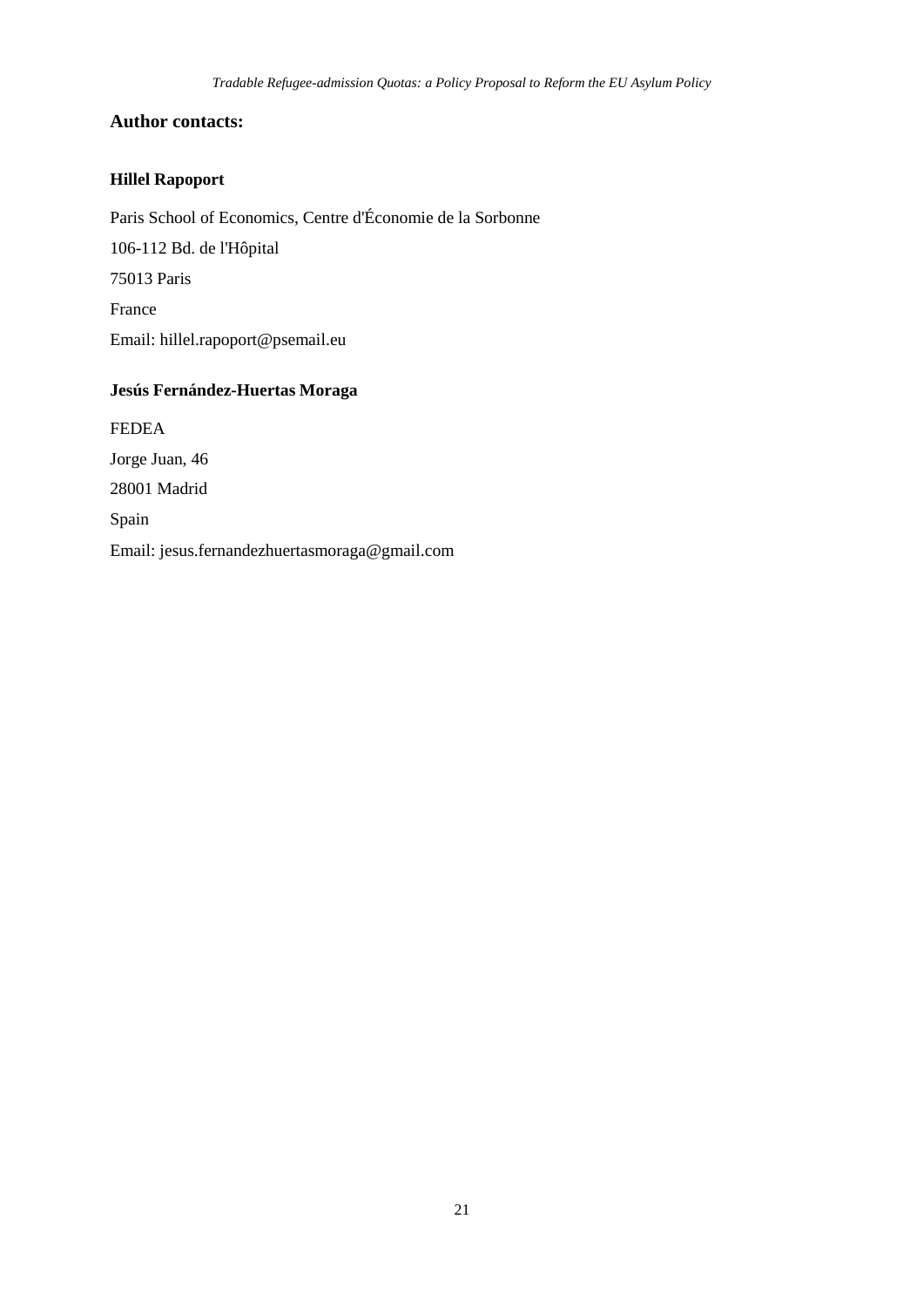## Author contacts:

### Hillel Rapoport

Paris School of Economics, Centre d'Économie de la Sorbonne

106-112 Bd. de l'Hôpital

75013 Paris

France

Email: hillel.rapoport@psemail.eu

### Jesús Fernández-Huertas Moraga

FEDEA

Jorge Juan, 46

28001 Madrid

Spain

Email: jesus.fernandezhuertasmoraga@gmail.com